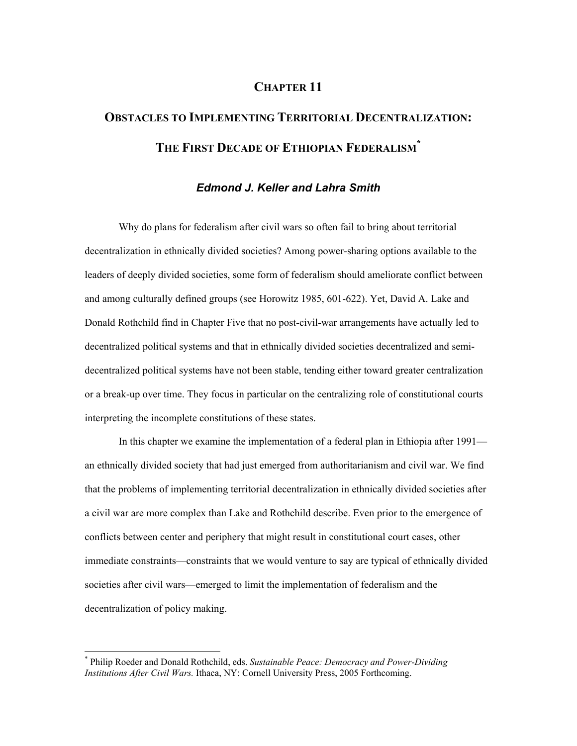# CHAPTER 11

# OBSTACLES TO IMPLEMENTING TERRITORIAL DECENTRALIZATION: THE FIRST DECADE OF ETHIOPIAN FEDERALISM[*]

***Edmond J. Keller and Lahra Smith***

Why do plans for federalism after civil wars so often fail to bring about territorial decentralization in ethnically divided societies? Among power-sharing options available to the leaders of deeply divided societies, some form of federalism should ameliorate conflict between and among culturally defined groups (see Horowitz 1985, 601-622). Yet, David A. Lake and Donald Rothchild find in Chapter Five that no post-civil-war arrangements have actually led to decentralized political systems and that in ethnically divided societies decentralized and semi-decentralized political systems have not been stable, tending either toward greater centralization or a break-up over time. They focus in particular on the centralizing role of constitutional courts interpreting the incomplete constitutions of these states.

In this chapter we examine the implementation of a federal plan in Ethiopia after 1991—an ethnically divided society that had just emerged from authoritarianism and civil war. We find that the problems of implementing territorial decentralization in ethnically divided societies after a civil war are more complex than Lake and Rothchild describe. Even prior to the emergence of conflicts between center and periphery that might result in constitutional court cases, other immediate constraints—constraints that we would venture to say are typical of ethnically divided societies after civil wars—emerged to limit the implementation of federalism and the decentralization of policy making.

---

[*] Philip Roeder and Donald Rothchild, eds. *Sustainable Peace: Democracy and Power-Dividing Institutions After Civil Wars.* Ithaca, NY: Cornell University Press, 2005 Forthcoming.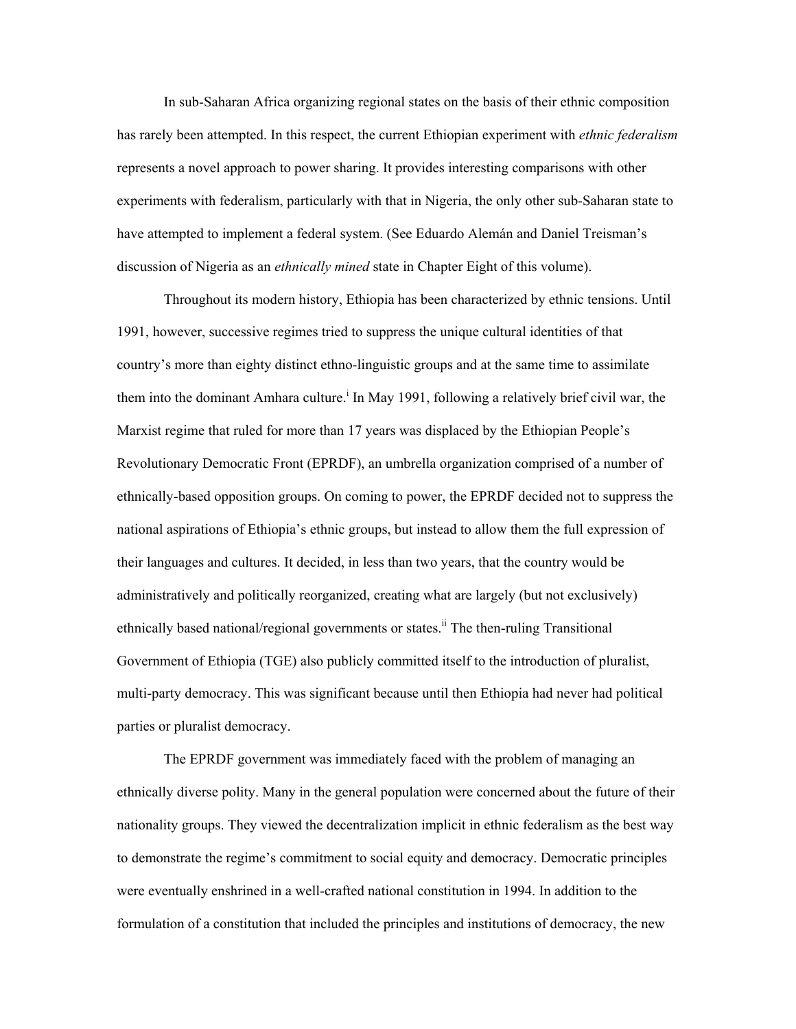In sub-Saharan Africa organizing regional states on the basis of their ethnic composition has rarely been attempted. In this respect, the current Ethiopian experiment with *ethnic federalism* represents a novel approach to power sharing. It provides interesting comparisons with other experiments with federalism, particularly with that in Nigeria, the only other sub-Saharan state to have attempted to implement a federal system. (See Eduardo Alemán and Daniel Treisman's discussion of Nigeria as an *ethnically mined* state in Chapter Eight of this volume).

Throughout its modern history, Ethiopia has been characterized by ethnic tensions. Until 1991, however, successive regimes tried to suppress the unique cultural identities of that country's more than eighty distinct ethno-linguistic groups and at the same time to assimilate them into the dominant Amhara culture.[i] In May 1991, following a relatively brief civil war, the Marxist regime that ruled for more than 17 years was displaced by the Ethiopian People's Revolutionary Democratic Front (EPRDF), an umbrella organization comprised of a number of ethnically-based opposition groups. On coming to power, the EPRDF decided not to suppress the national aspirations of Ethiopia's ethnic groups, but instead to allow them the full expression of their languages and cultures. It decided, in less than two years, that the country would be administratively and politically reorganized, creating what are largely (but not exclusively) ethnically based national/regional governments or states.[ii] The then-ruling Transitional Government of Ethiopia (TGE) also publicly committed itself to the introduction of pluralist, multi-party democracy. This was significant because until then Ethiopia had never had political parties or pluralist democracy.

The EPRDF government was immediately faced with the problem of managing an ethnically diverse polity. Many in the general population were concerned about the future of their nationality groups. They viewed the decentralization implicit in ethnic federalism as the best way to demonstrate the regime's commitment to social equity and democracy. Democratic principles were eventually enshrined in a well-crafted national constitution in 1994. In addition to the formulation of a constitution that included the principles and institutions of democracy, the new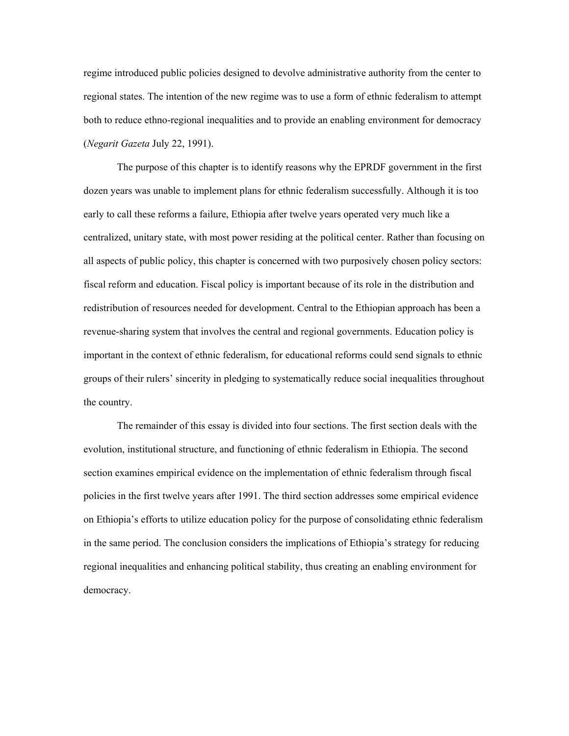regime introduced public policies designed to devolve administrative authority from the center to regional states. The intention of the new regime was to use a form of ethnic federalism to attempt both to reduce ethno-regional inequalities and to provide an enabling environment for democracy (*Negarit Gazeta* July 22, 1991).

The purpose of this chapter is to identify reasons why the EPRDF government in the first dozen years was unable to implement plans for ethnic federalism successfully. Although it is too early to call these reforms a failure, Ethiopia after twelve years operated very much like a centralized, unitary state, with most power residing at the political center. Rather than focusing on all aspects of public policy, this chapter is concerned with two purposively chosen policy sectors: fiscal reform and education. Fiscal policy is important because of its role in the distribution and redistribution of resources needed for development. Central to the Ethiopian approach has been a revenue-sharing system that involves the central and regional governments. Education policy is important in the context of ethnic federalism, for educational reforms could send signals to ethnic groups of their rulers' sincerity in pledging to systematically reduce social inequalities throughout the country.

The remainder of this essay is divided into four sections. The first section deals with the evolution, institutional structure, and functioning of ethnic federalism in Ethiopia. The second section examines empirical evidence on the implementation of ethnic federalism through fiscal policies in the first twelve years after 1991. The third section addresses some empirical evidence on Ethiopia's efforts to utilize education policy for the purpose of consolidating ethnic federalism in the same period. The conclusion considers the implications of Ethiopia's strategy for reducing regional inequalities and enhancing political stability, thus creating an enabling environment for democracy.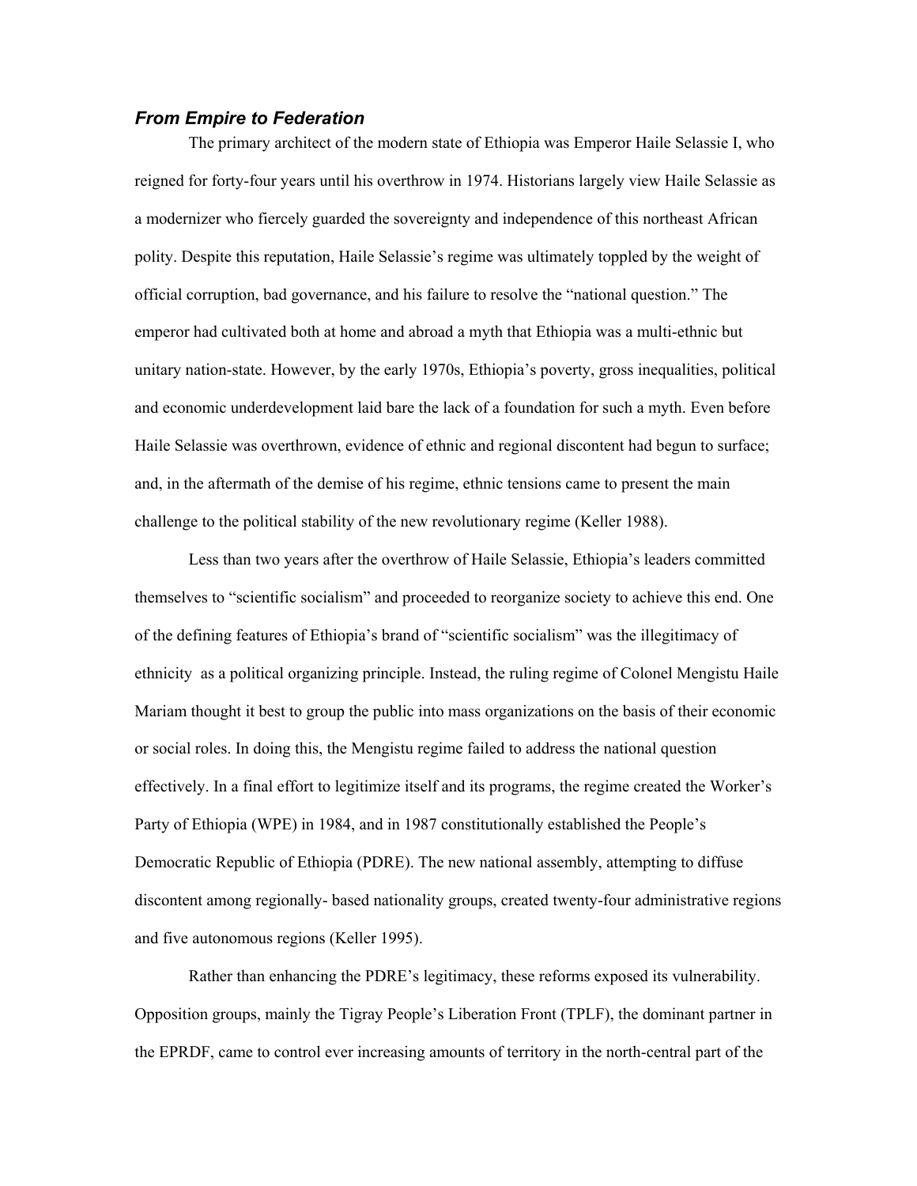### *From Empire to Federation*

The primary architect of the modern state of Ethiopia was Emperor Haile Selassie I, who reigned for forty-four years until his overthrow in 1974. Historians largely view Haile Selassie as a modernizer who fiercely guarded the sovereignty and independence of this northeast African polity. Despite this reputation, Haile Selassie's regime was ultimately toppled by the weight of official corruption, bad governance, and his failure to resolve the "national question." The emperor had cultivated both at home and abroad a myth that Ethiopia was a multi-ethnic but unitary nation-state. However, by the early 1970s, Ethiopia's poverty, gross inequalities, political and economic underdevelopment laid bare the lack of a foundation for such a myth. Even before Haile Selassie was overthrown, evidence of ethnic and regional discontent had begun to surface; and, in the aftermath of the demise of his regime, ethnic tensions came to present the main challenge to the political stability of the new revolutionary regime (Keller 1988).

Less than two years after the overthrow of Haile Selassie, Ethiopia's leaders committed themselves to "scientific socialism" and proceeded to reorganize society to achieve this end. One of the defining features of Ethiopia's brand of "scientific socialism" was the illegitimacy of ethnicity as a political organizing principle. Instead, the ruling regime of Colonel Mengistu Haile Mariam thought it best to group the public into mass organizations on the basis of their economic or social roles. In doing this, the Mengistu regime failed to address the national question effectively. In a final effort to legitimize itself and its programs, the regime created the Worker's Party of Ethiopia (WPE) in 1984, and in 1987 constitutionally established the People's Democratic Republic of Ethiopia (PDRE). The new national assembly, attempting to diffuse discontent among regionally- based nationality groups, created twenty-four administrative regions and five autonomous regions (Keller 1995).

Rather than enhancing the PDRE's legitimacy, these reforms exposed its vulnerability. Opposition groups, mainly the Tigray People's Liberation Front (TPLF), the dominant partner in the EPRDF, came to control ever increasing amounts of territory in the north-central part of the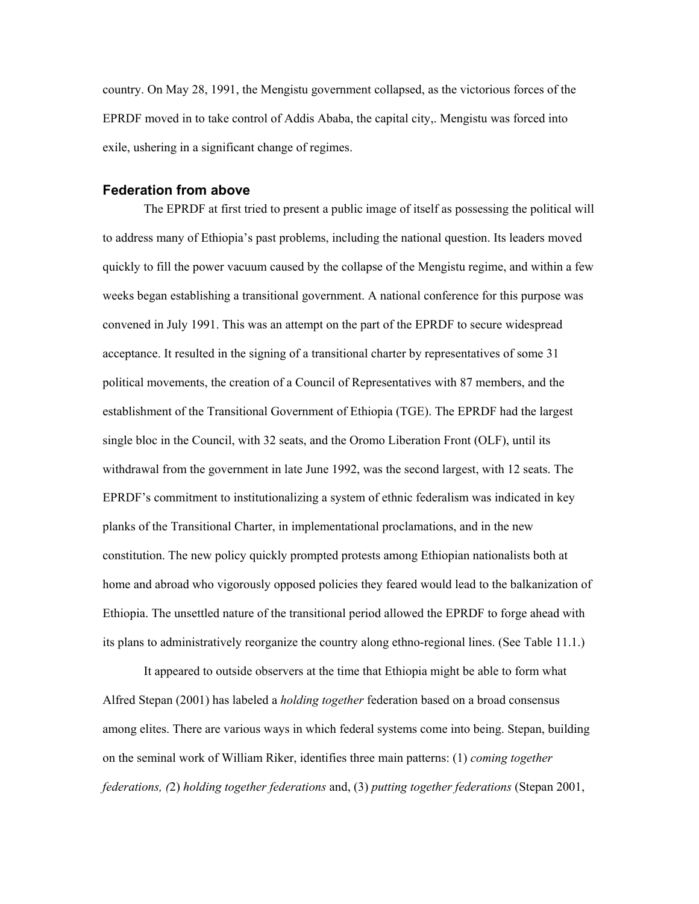country. On May 28, 1991, the Mengistu government collapsed, as the victorious forces of the EPRDF moved in to take control of Addis Ababa, the capital city,. Mengistu was forced into exile, ushering in a significant change of regimes.

## Federation from above

The EPRDF at first tried to present a public image of itself as possessing the political will to address many of Ethiopia's past problems, including the national question. Its leaders moved quickly to fill the power vacuum caused by the collapse of the Mengistu regime, and within a few weeks began establishing a transitional government. A national conference for this purpose was convened in July 1991. This was an attempt on the part of the EPRDF to secure widespread acceptance. It resulted in the signing of a transitional charter by representatives of some 31 political movements, the creation of a Council of Representatives with 87 members, and the establishment of the Transitional Government of Ethiopia (TGE). The EPRDF had the largest single bloc in the Council, with 32 seats, and the Oromo Liberation Front (OLF), until its withdrawal from the government in late June 1992, was the second largest, with 12 seats. The EPRDF's commitment to institutionalizing a system of ethnic federalism was indicated in key planks of the Transitional Charter, in implementational proclamations, and in the new constitution. The new policy quickly prompted protests among Ethiopian nationalists both at home and abroad who vigorously opposed policies they feared would lead to the balkanization of Ethiopia. The unsettled nature of the transitional period allowed the EPRDF to forge ahead with its plans to administratively reorganize the country along ethno-regional lines. (See Table 11.1.)

It appeared to outside observers at the time that Ethiopia might be able to form what Alfred Stepan (2001) has labeled a *holding together* federation based on a broad consensus among elites. There are various ways in which federal systems come into being. Stepan, building on the seminal work of William Riker, identifies three main patterns: (1) *coming together federations, (*2) *holding together federations* and, (3) *putting together federations* (Stepan 2001,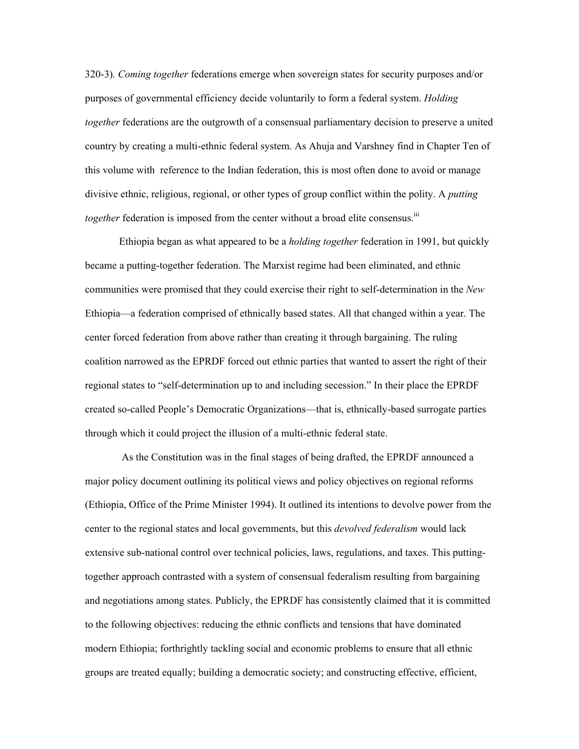320-3). *Coming together* federations emerge when sovereign states for security purposes and/or purposes of governmental efficiency decide voluntarily to form a federal system. *Holding together* federations are the outgrowth of a consensual parliamentary decision to preserve a united country by creating a multi-ethnic federal system. As Ahuja and Varshney find in Chapter Ten of this volume with reference to the Indian federation, this is most often done to avoid or manage divisive ethnic, religious, regional, or other types of group conflict within the polity. A *putting together* federation is imposed from the center without a broad elite consensus.[iii]

Ethiopia began as what appeared to be a *holding together* federation in 1991, but quickly became a putting-together federation. The Marxist regime had been eliminated, and ethnic communities were promised that they could exercise their right to self-determination in the *New* Ethiopia—a federation comprised of ethnically based states. All that changed within a year. The center forced federation from above rather than creating it through bargaining. The ruling coalition narrowed as the EPRDF forced out ethnic parties that wanted to assert the right of their regional states to "self-determination up to and including secession." In their place the EPRDF created so-called People's Democratic Organizations—that is, ethnically-based surrogate parties through which it could project the illusion of a multi-ethnic federal state.

As the Constitution was in the final stages of being drafted, the EPRDF announced a major policy document outlining its political views and policy objectives on regional reforms (Ethiopia, Office of the Prime Minister 1994). It outlined its intentions to devolve power from the center to the regional states and local governments, but this *devolved federalism* would lack extensive sub-national control over technical policies, laws, regulations, and taxes. This putting-together approach contrasted with a system of consensual federalism resulting from bargaining and negotiations among states. Publicly, the EPRDF has consistently claimed that it is committed to the following objectives: reducing the ethnic conflicts and tensions that have dominated modern Ethiopia; forthrightly tackling social and economic problems to ensure that all ethnic groups are treated equally; building a democratic society; and constructing effective, efficient,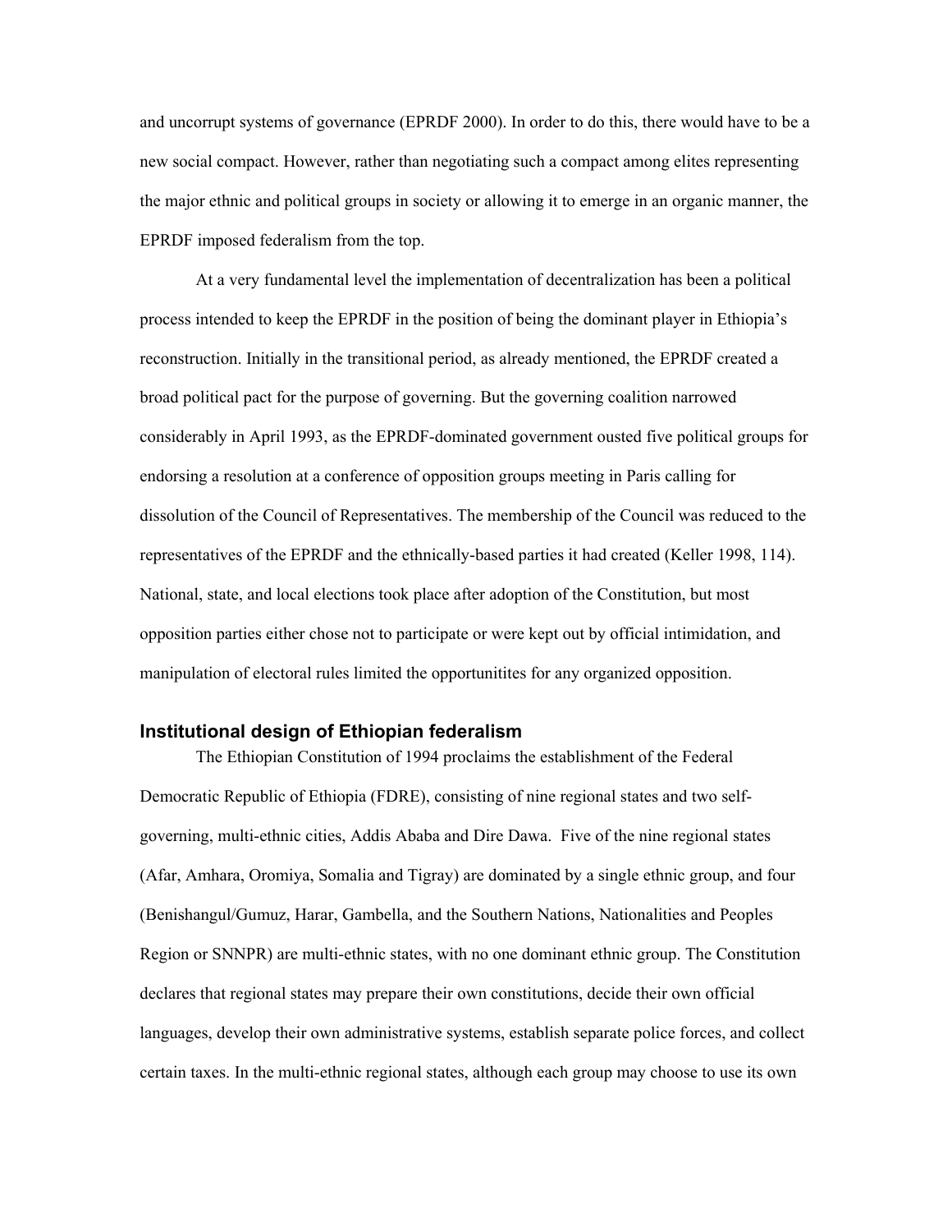and uncorrupt systems of governance (EPRDF 2000). In order to do this, there would have to be a new social compact. However, rather than negotiating such a compact among elites representing the major ethnic and political groups in society or allowing it to emerge in an organic manner, the EPRDF imposed federalism from the top.

At a very fundamental level the implementation of decentralization has been a political process intended to keep the EPRDF in the position of being the dominant player in Ethiopia's reconstruction. Initially in the transitional period, as already mentioned, the EPRDF created a broad political pact for the purpose of governing. But the governing coalition narrowed considerably in April 1993, as the EPRDF-dominated government ousted five political groups for endorsing a resolution at a conference of opposition groups meeting in Paris calling for dissolution of the Council of Representatives. The membership of the Council was reduced to the representatives of the EPRDF and the ethnically-based parties it had created (Keller 1998, 114). National, state, and local elections took place after adoption of the Constitution, but most opposition parties either chose not to participate or were kept out by official intimidation, and manipulation of electoral rules limited the opportunitites for any organized opposition.

## Institutional design of Ethiopian federalism

The Ethiopian Constitution of 1994 proclaims the establishment of the Federal Democratic Republic of Ethiopia (FDRE), consisting of nine regional states and two self-governing, multi-ethnic cities, Addis Ababa and Dire Dawa. Five of the nine regional states (Afar, Amhara, Oromiya, Somalia and Tigray) are dominated by a single ethnic group, and four (Benishangul/Gumuz, Harar, Gambella, and the Southern Nations, Nationalities and Peoples Region or SNNPR) are multi-ethnic states, with no one dominant ethnic group. The Constitution declares that regional states may prepare their own constitutions, decide their own official languages, develop their own administrative systems, establish separate police forces, and collect certain taxes. In the multi-ethnic regional states, although each group may choose to use its own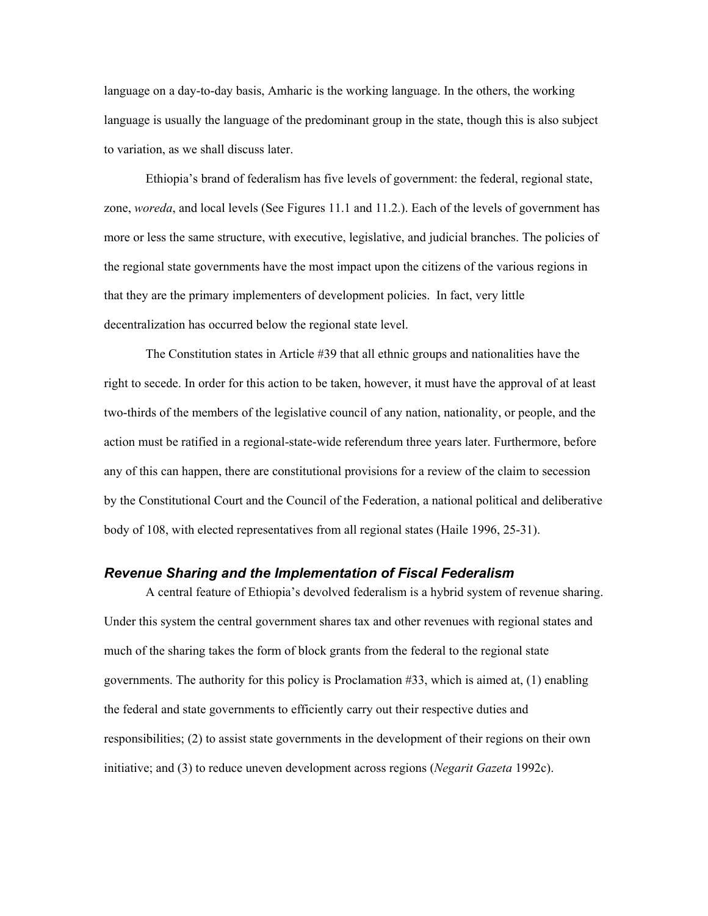language on a day-to-day basis, Amharic is the working language. In the others, the working language is usually the language of the predominant group in the state, though this is also subject to variation, as we shall discuss later.

Ethiopia's brand of federalism has five levels of government: the federal, regional state, zone, *woreda*, and local levels (See Figures 11.1 and 11.2.). Each of the levels of government has more or less the same structure, with executive, legislative, and judicial branches. The policies of the regional state governments have the most impact upon the citizens of the various regions in that they are the primary implementers of development policies. In fact, very little decentralization has occurred below the regional state level.

The Constitution states in Article #39 that all ethnic groups and nationalities have the right to secede. In order for this action to be taken, however, it must have the approval of at least two-thirds of the members of the legislative council of any nation, nationality, or people, and the action must be ratified in a regional-state-wide referendum three years later. Furthermore, before any of this can happen, there are constitutional provisions for a review of the claim to secession by the Constitutional Court and the Council of the Federation, a national political and deliberative body of 108, with elected representatives from all regional states (Haile 1996, 25-31).

### *Revenue Sharing and the Implementation of Fiscal Federalism*

A central feature of Ethiopia's devolved federalism is a hybrid system of revenue sharing. Under this system the central government shares tax and other revenues with regional states and much of the sharing takes the form of block grants from the federal to the regional state governments. The authority for this policy is Proclamation #33, which is aimed at, (1) enabling the federal and state governments to efficiently carry out their respective duties and responsibilities; (2) to assist state governments in the development of their regions on their own initiative; and (3) to reduce uneven development across regions (*Negarit Gazeta* 1992c).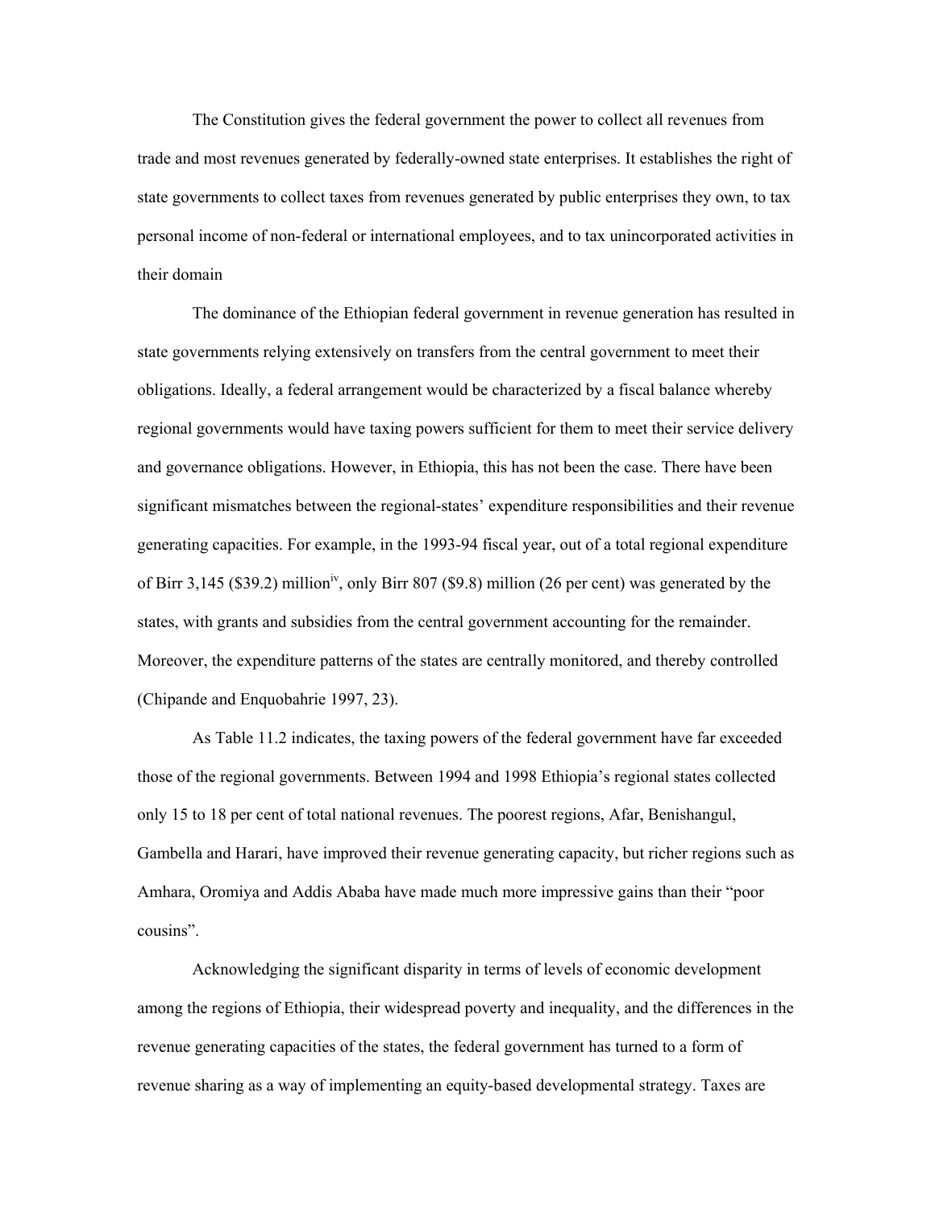The Constitution gives the federal government the power to collect all revenues from trade and most revenues generated by federally-owned state enterprises. It establishes the right of state governments to collect taxes from revenues generated by public enterprises they own, to tax personal income of non-federal or international employees, and to tax unincorporated activities in their domain

The dominance of the Ethiopian federal government in revenue generation has resulted in state governments relying extensively on transfers from the central government to meet their obligations. Ideally, a federal arrangement would be characterized by a fiscal balance whereby regional governments would have taxing powers sufficient for them to meet their service delivery and governance obligations. However, in Ethiopia, this has not been the case. There have been significant mismatches between the regional-states' expenditure responsibilities and their revenue generating capacities. For example, in the 1993-94 fiscal year, out of a total regional expenditure of Birr 3,145 ($39.2) million[iv], only Birr 807 ($9.8) million (26 per cent) was generated by the states, with grants and subsidies from the central government accounting for the remainder. Moreover, the expenditure patterns of the states are centrally monitored, and thereby controlled (Chipande and Enquobahrie 1997, 23).

As Table 11.2 indicates, the taxing powers of the federal government have far exceeded those of the regional governments. Between 1994 and 1998 Ethiopia's regional states collected only 15 to 18 per cent of total national revenues. The poorest regions, Afar, Benishangul, Gambella and Harari, have improved their revenue generating capacity, but richer regions such as Amhara, Oromiya and Addis Ababa have made much more impressive gains than their "poor cousins".

Acknowledging the significant disparity in terms of levels of economic development among the regions of Ethiopia, their widespread poverty and inequality, and the differences in the revenue generating capacities of the states, the federal government has turned to a form of revenue sharing as a way of implementing an equity-based developmental strategy. Taxes are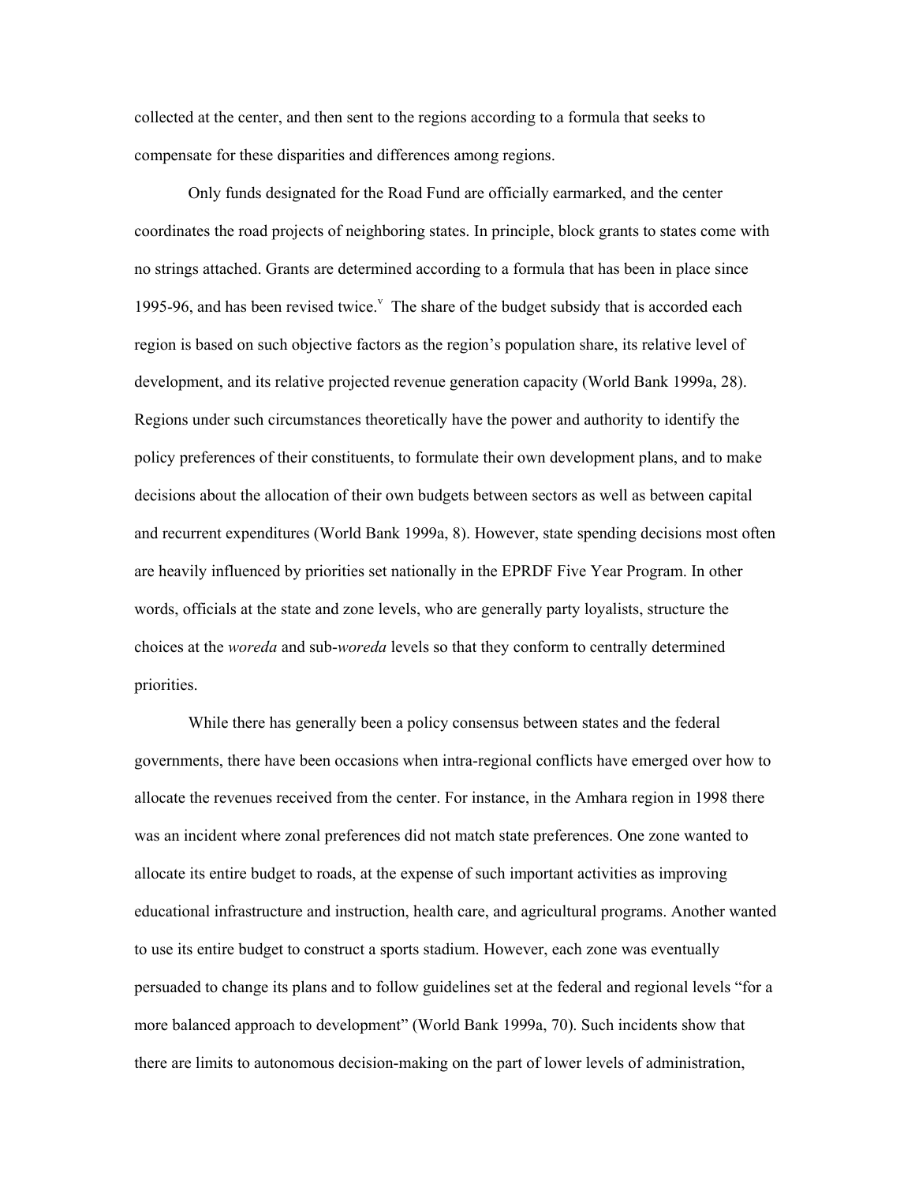collected at the center, and then sent to the regions according to a formula that seeks to compensate for these disparities and differences among regions.

Only funds designated for the Road Fund are officially earmarked, and the center coordinates the road projects of neighboring states. In principle, block grants to states come with no strings attached. Grants are determined according to a formula that has been in place since 1995-96, and has been revised twice.[v] The share of the budget subsidy that is accorded each region is based on such objective factors as the region's population share, its relative level of development, and its relative projected revenue generation capacity (World Bank 1999a, 28). Regions under such circumstances theoretically have the power and authority to identify the policy preferences of their constituents, to formulate their own development plans, and to make decisions about the allocation of their own budgets between sectors as well as between capital and recurrent expenditures (World Bank 1999a, 8). However, state spending decisions most often are heavily influenced by priorities set nationally in the EPRDF Five Year Program. In other words, officials at the state and zone levels, who are generally party loyalists, structure the choices at the *woreda* and sub-*woreda* levels so that they conform to centrally determined priorities.

While there has generally been a policy consensus between states and the federal governments, there have been occasions when intra-regional conflicts have emerged over how to allocate the revenues received from the center. For instance, in the Amhara region in 1998 there was an incident where zonal preferences did not match state preferences. One zone wanted to allocate its entire budget to roads, at the expense of such important activities as improving educational infrastructure and instruction, health care, and agricultural programs. Another wanted to use its entire budget to construct a sports stadium. However, each zone was eventually persuaded to change its plans and to follow guidelines set at the federal and regional levels "for a more balanced approach to development" (World Bank 1999a, 70). Such incidents show that there are limits to autonomous decision-making on the part of lower levels of administration,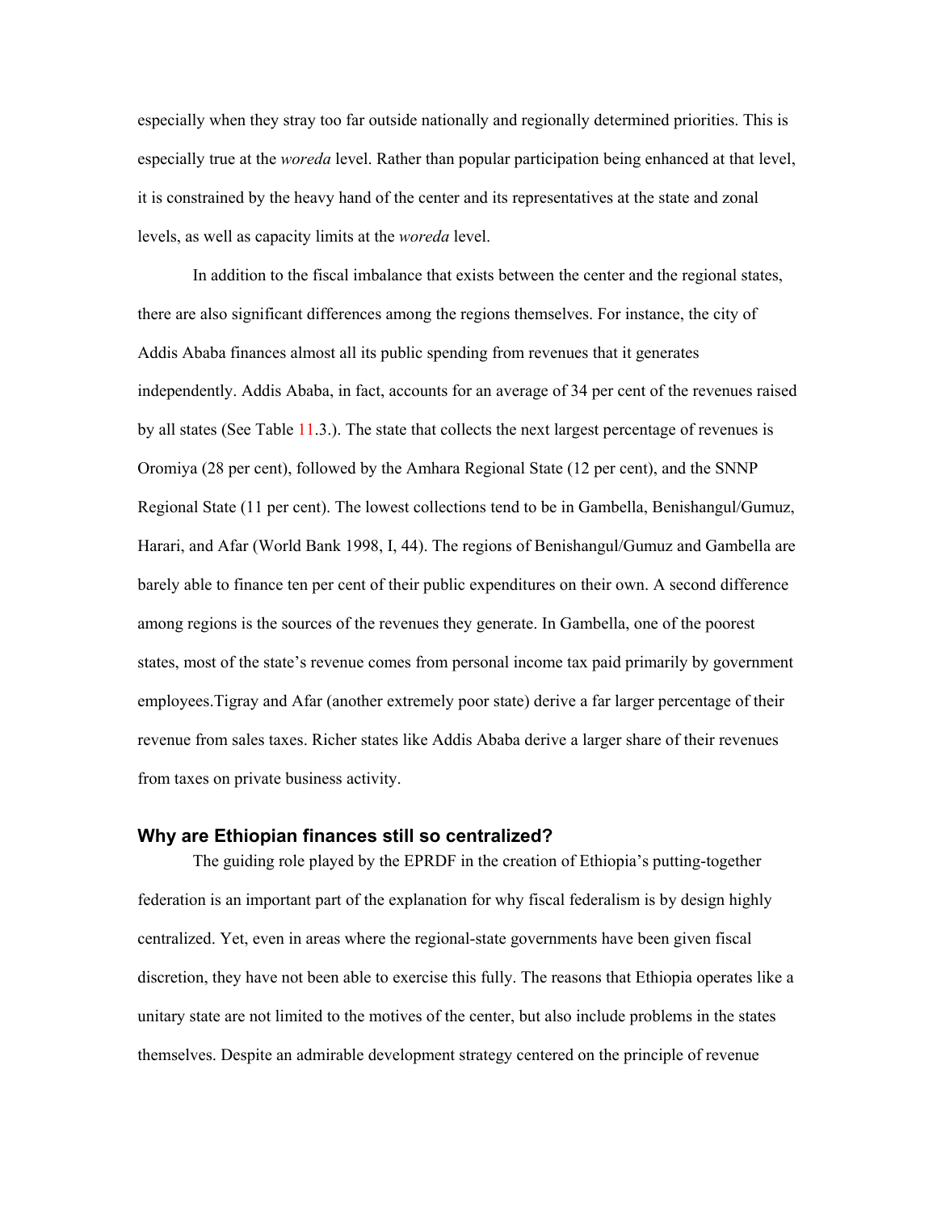especially when they stray too far outside nationally and regionally determined priorities. This is especially true at the *woreda* level. Rather than popular participation being enhanced at that level, it is constrained by the heavy hand of the center and its representatives at the state and zonal levels, as well as capacity limits at the *woreda* level.

In addition to the fiscal imbalance that exists between the center and the regional states, there are also significant differences among the regions themselves. For instance, the city of Addis Ababa finances almost all its public spending from revenues that it generates independently. Addis Ababa, in fact, accounts for an average of 34 per cent of the revenues raised by all states (See Table 11.3.). The state that collects the next largest percentage of revenues is Oromiya (28 per cent), followed by the Amhara Regional State (12 per cent), and the SNNP Regional State (11 per cent). The lowest collections tend to be in Gambella, Benishangul/Gumuz, Harari, and Afar (World Bank 1998, I, 44). The regions of Benishangul/Gumuz and Gambella are barely able to finance ten per cent of their public expenditures on their own. A second difference among regions is the sources of the revenues they generate. In Gambella, one of the poorest states, most of the state's revenue comes from personal income tax paid primarily by government employees.Tigray and Afar (another extremely poor state) derive a far larger percentage of their revenue from sales taxes. Richer states like Addis Ababa derive a larger share of their revenues from taxes on private business activity.

### Why are Ethiopian finances still so centralized?

The guiding role played by the EPRDF in the creation of Ethiopia's putting-together federation is an important part of the explanation for why fiscal federalism is by design highly centralized. Yet, even in areas where the regional-state governments have been given fiscal discretion, they have not been able to exercise this fully. The reasons that Ethiopia operates like a unitary state are not limited to the motives of the center, but also include problems in the states themselves. Despite an admirable development strategy centered on the principle of revenue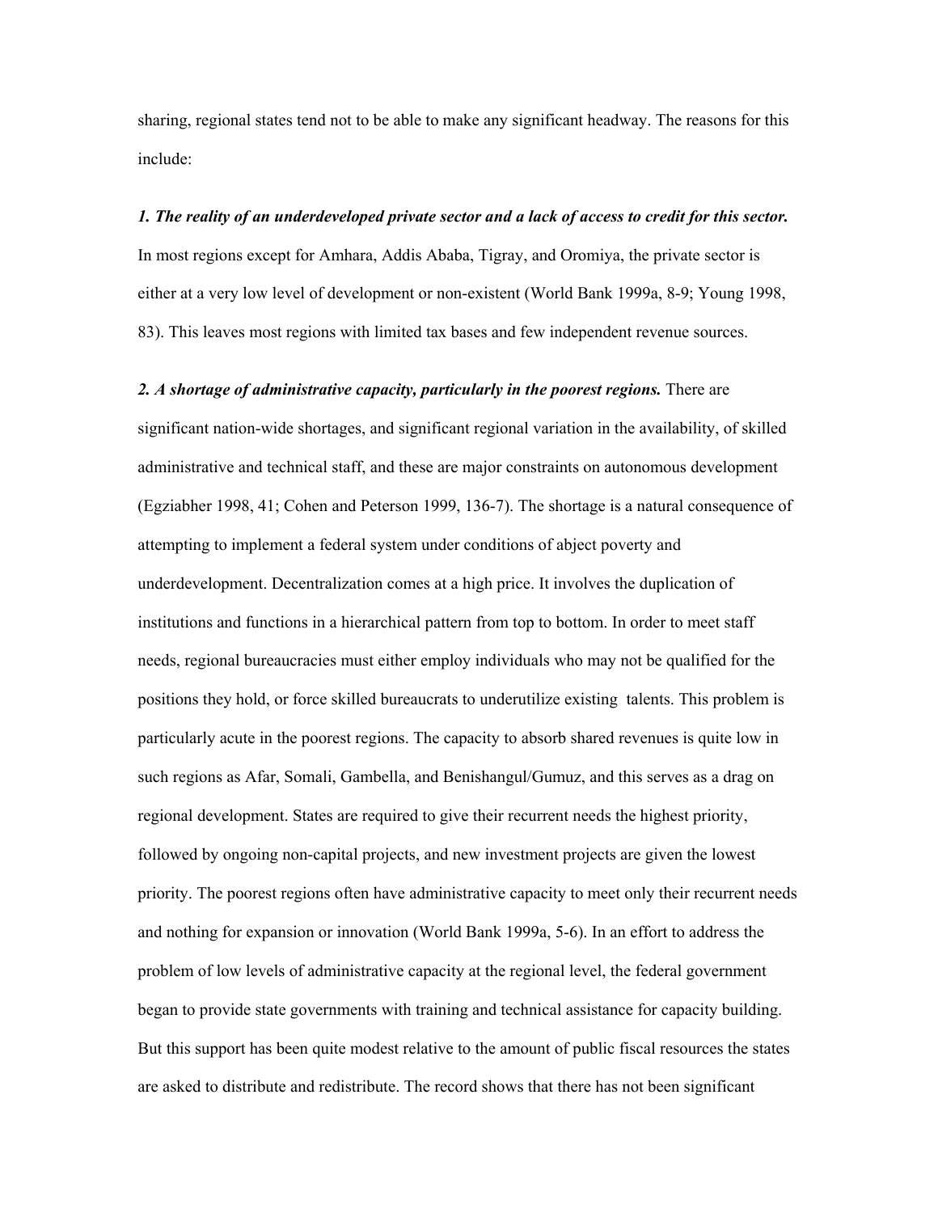sharing, regional states tend not to be able to make any significant headway. The reasons for this include:

***1. The reality of an underdeveloped private sector and a lack of access to credit for this sector.*** In most regions except for Amhara, Addis Ababa, Tigray, and Oromiya, the private sector is either at a very low level of development or non-existent (World Bank 1999a, 8-9; Young 1998, 83). This leaves most regions with limited tax bases and few independent revenue sources.

***2. A shortage of administrative capacity, particularly in the poorest regions.*** There are significant nation-wide shortages, and significant regional variation in the availability, of skilled administrative and technical staff, and these are major constraints on autonomous development (Egziabher 1998, 41; Cohen and Peterson 1999, 136-7). The shortage is a natural consequence of attempting to implement a federal system under conditions of abject poverty and underdevelopment. Decentralization comes at a high price. It involves the duplication of institutions and functions in a hierarchical pattern from top to bottom. In order to meet staff needs, regional bureaucracies must either employ individuals who may not be qualified for the positions they hold, or force skilled bureaucrats to underutilize existing talents. This problem is particularly acute in the poorest regions. The capacity to absorb shared revenues is quite low in such regions as Afar, Somali, Gambella, and Benishangul/Gumuz, and this serves as a drag on regional development. States are required to give their recurrent needs the highest priority, followed by ongoing non-capital projects, and new investment projects are given the lowest priority. The poorest regions often have administrative capacity to meet only their recurrent needs and nothing for expansion or innovation (World Bank 1999a, 5-6). In an effort to address the problem of low levels of administrative capacity at the regional level, the federal government began to provide state governments with training and technical assistance for capacity building. But this support has been quite modest relative to the amount of public fiscal resources the states are asked to distribute and redistribute. The record shows that there has not been significant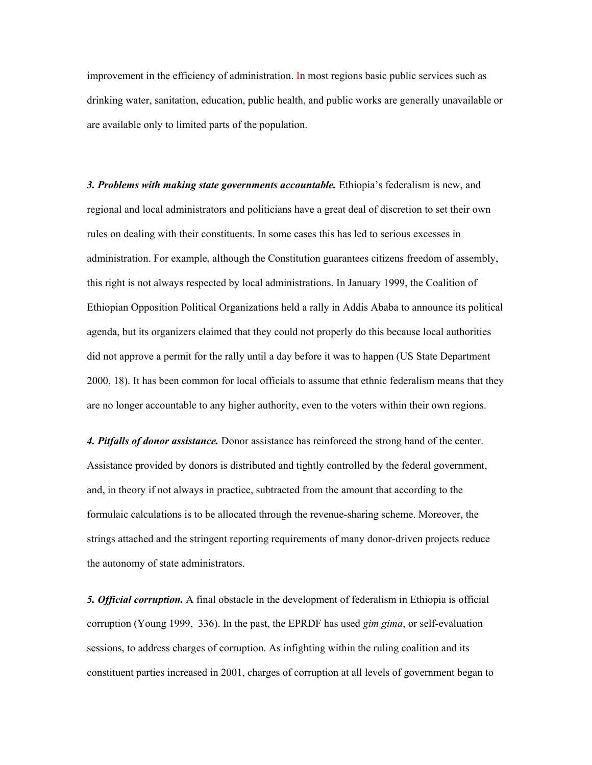improvement in the efficiency of administration. In most regions basic public services such as drinking water, sanitation, education, public health, and public works are generally unavailable or are available only to limited parts of the population.

***3. Problems with making state governments accountable.*** Ethiopia's federalism is new, and regional and local administrators and politicians have a great deal of discretion to set their own rules on dealing with their constituents. In some cases this has led to serious excesses in administration. For example, although the Constitution guarantees citizens freedom of assembly, this right is not always respected by local administrations. In January 1999, the Coalition of Ethiopian Opposition Political Organizations held a rally in Addis Ababa to announce its political agenda, but its organizers claimed that they could not properly do this because local authorities did not approve a permit for the rally until a day before it was to happen (US State Department 2000, 18). It has been common for local officials to assume that ethnic federalism means that they are no longer accountable to any higher authority, even to the voters within their own regions.

***4. Pitfalls of donor assistance.*** Donor assistance has reinforced the strong hand of the center. Assistance provided by donors is distributed and tightly controlled by the federal government, and, in theory if not always in practice, subtracted from the amount that according to the formulaic calculations is to be allocated through the revenue-sharing scheme. Moreover, the strings attached and the stringent reporting requirements of many donor-driven projects reduce the autonomy of state administrators.

***5. Official corruption.*** A final obstacle in the development of federalism in Ethiopia is official corruption (Young 1999, 336). In the past, the EPRDF has used *gim gima*, or self-evaluation sessions, to address charges of corruption. As infighting within the ruling coalition and its constituent parties increased in 2001, charges of corruption at all levels of government began to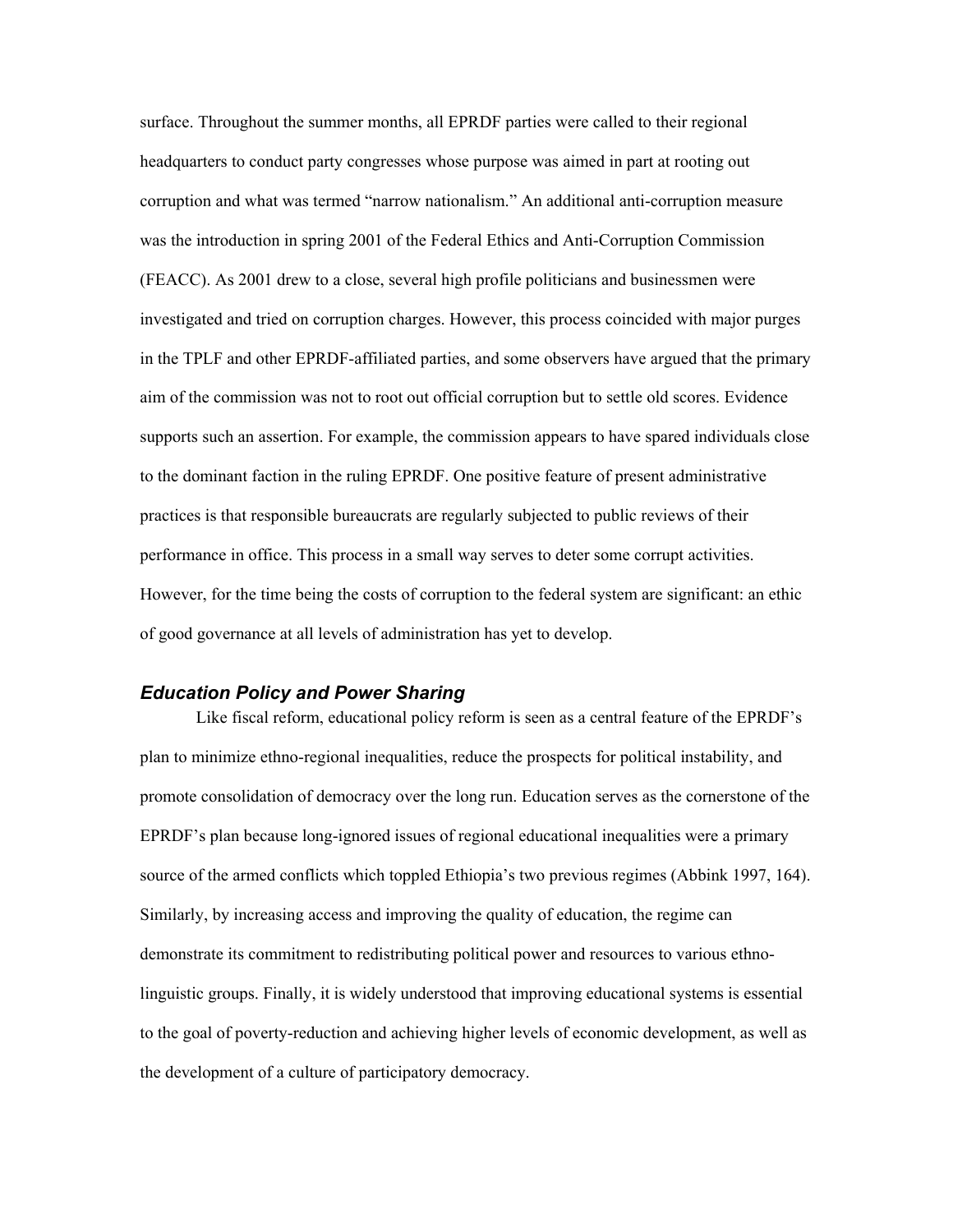surface. Throughout the summer months, all EPRDF parties were called to their regional headquarters to conduct party congresses whose purpose was aimed in part at rooting out corruption and what was termed "narrow nationalism." An additional anti-corruption measure was the introduction in spring 2001 of the Federal Ethics and Anti-Corruption Commission (FEACC). As 2001 drew to a close, several high profile politicians and businessmen were investigated and tried on corruption charges. However, this process coincided with major purges in the TPLF and other EPRDF-affiliated parties, and some observers have argued that the primary aim of the commission was not to root out official corruption but to settle old scores. Evidence supports such an assertion. For example, the commission appears to have spared individuals close to the dominant faction in the ruling EPRDF. One positive feature of present administrative practices is that responsible bureaucrats are regularly subjected to public reviews of their performance in office. This process in a small way serves to deter some corrupt activities. However, for the time being the costs of corruption to the federal system are significant: an ethic of good governance at all levels of administration has yet to develop.

### *Education Policy and Power Sharing*

Like fiscal reform, educational policy reform is seen as a central feature of the EPRDF's plan to minimize ethno-regional inequalities, reduce the prospects for political instability, and promote consolidation of democracy over the long run. Education serves as the cornerstone of the EPRDF's plan because long-ignored issues of regional educational inequalities were a primary source of the armed conflicts which toppled Ethiopia's two previous regimes (Abbink 1997, 164). Similarly, by increasing access and improving the quality of education, the regime can demonstrate its commitment to redistributing political power and resources to various ethno-linguistic groups. Finally, it is widely understood that improving educational systems is essential to the goal of poverty-reduction and achieving higher levels of economic development, as well as the development of a culture of participatory democracy.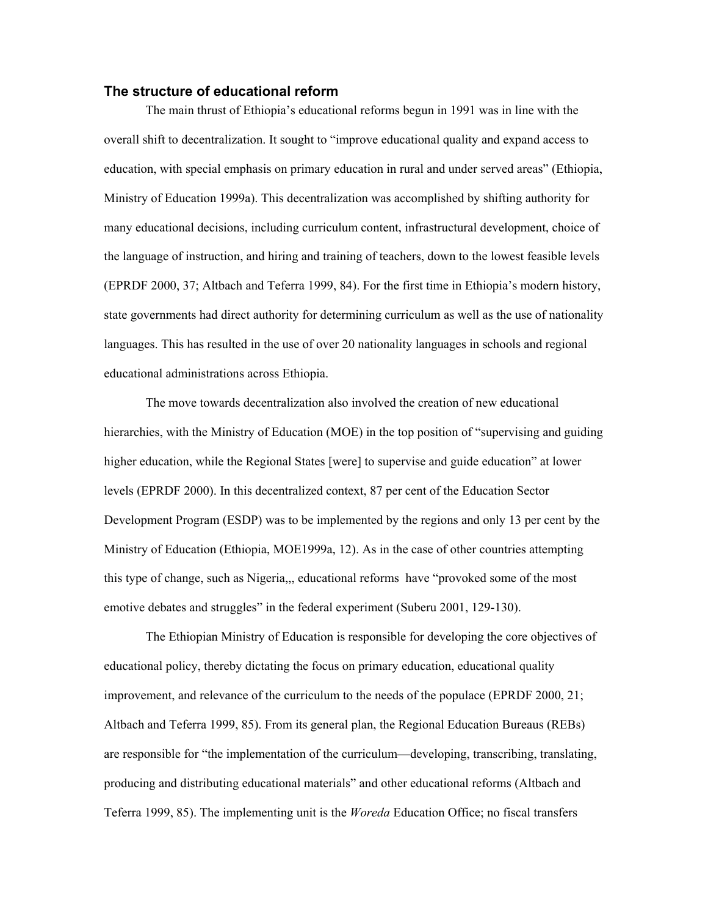## The structure of educational reform

The main thrust of Ethiopia's educational reforms begun in 1991 was in line with the overall shift to decentralization. It sought to "improve educational quality and expand access to education, with special emphasis on primary education in rural and under served areas" (Ethiopia, Ministry of Education 1999a). This decentralization was accomplished by shifting authority for many educational decisions, including curriculum content, infrastructural development, choice of the language of instruction, and hiring and training of teachers, down to the lowest feasible levels (EPRDF 2000, 37; Altbach and Teferra 1999, 84). For the first time in Ethiopia's modern history, state governments had direct authority for determining curriculum as well as the use of nationality languages. This has resulted in the use of over 20 nationality languages in schools and regional educational administrations across Ethiopia.

The move towards decentralization also involved the creation of new educational hierarchies, with the Ministry of Education (MOE) in the top position of "supervising and guiding higher education, while the Regional States [were] to supervise and guide education" at lower levels (EPRDF 2000). In this decentralized context, 87 per cent of the Education Sector Development Program (ESDP) was to be implemented by the regions and only 13 per cent by the Ministry of Education (Ethiopia, MOE1999a, 12). As in the case of other countries attempting this type of change, such as Nigeria,,, educational reforms  have "provoked some of the most emotive debates and struggles" in the federal experiment (Suberu 2001, 129-130).

The Ethiopian Ministry of Education is responsible for developing the core objectives of educational policy, thereby dictating the focus on primary education, educational quality improvement, and relevance of the curriculum to the needs of the populace (EPRDF 2000, 21; Altbach and Teferra 1999, 85). From its general plan, the Regional Education Bureaus (REBs) are responsible for "the implementation of the curriculum—developing, transcribing, translating, producing and distributing educational materials" and other educational reforms (Altbach and Teferra 1999, 85). The implementing unit is the *Woreda* Education Office; no fiscal transfers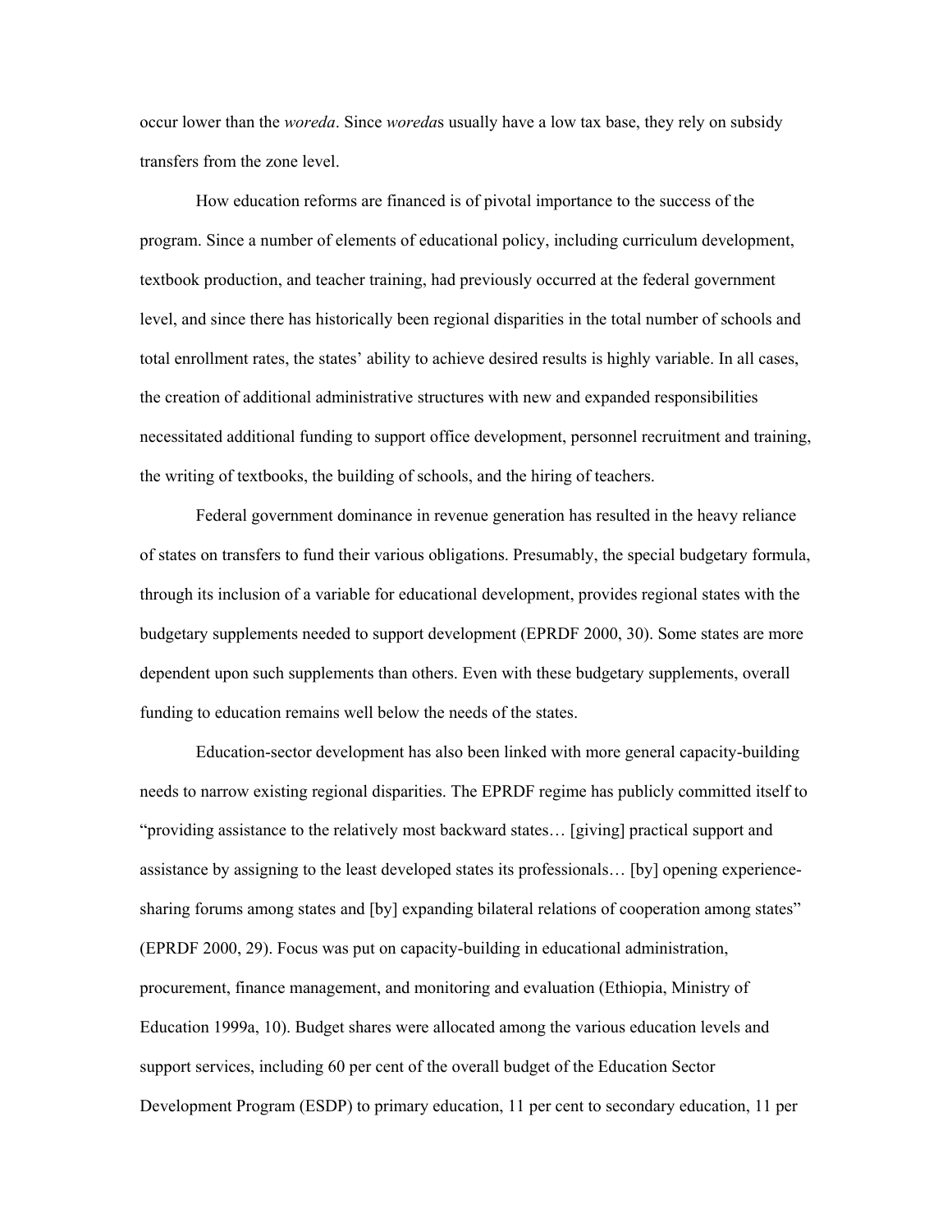occur lower than the *woreda*. Since *woreda*s usually have a low tax base, they rely on subsidy transfers from the zone level.

How education reforms are financed is of pivotal importance to the success of the program. Since a number of elements of educational policy, including curriculum development, textbook production, and teacher training, had previously occurred at the federal government level, and since there has historically been regional disparities in the total number of schools and total enrollment rates, the states' ability to achieve desired results is highly variable. In all cases, the creation of additional administrative structures with new and expanded responsibilities necessitated additional funding to support office development, personnel recruitment and training, the writing of textbooks, the building of schools, and the hiring of teachers.

Federal government dominance in revenue generation has resulted in the heavy reliance of states on transfers to fund their various obligations. Presumably, the special budgetary formula, through its inclusion of a variable for educational development, provides regional states with the budgetary supplements needed to support development (EPRDF 2000, 30). Some states are more dependent upon such supplements than others. Even with these budgetary supplements, overall funding to education remains well below the needs of the states.

Education-sector development has also been linked with more general capacity-building needs to narrow existing regional disparities. The EPRDF regime has publicly committed itself to "providing assistance to the relatively most backward states… [giving] practical support and assistance by assigning to the least developed states its professionals… [by] opening experience-sharing forums among states and [by] expanding bilateral relations of cooperation among states" (EPRDF 2000, 29). Focus was put on capacity-building in educational administration, procurement, finance management, and monitoring and evaluation (Ethiopia, Ministry of Education 1999a, 10). Budget shares were allocated among the various education levels and support services, including 60 per cent of the overall budget of the Education Sector Development Program (ESDP) to primary education, 11 per cent to secondary education, 11 per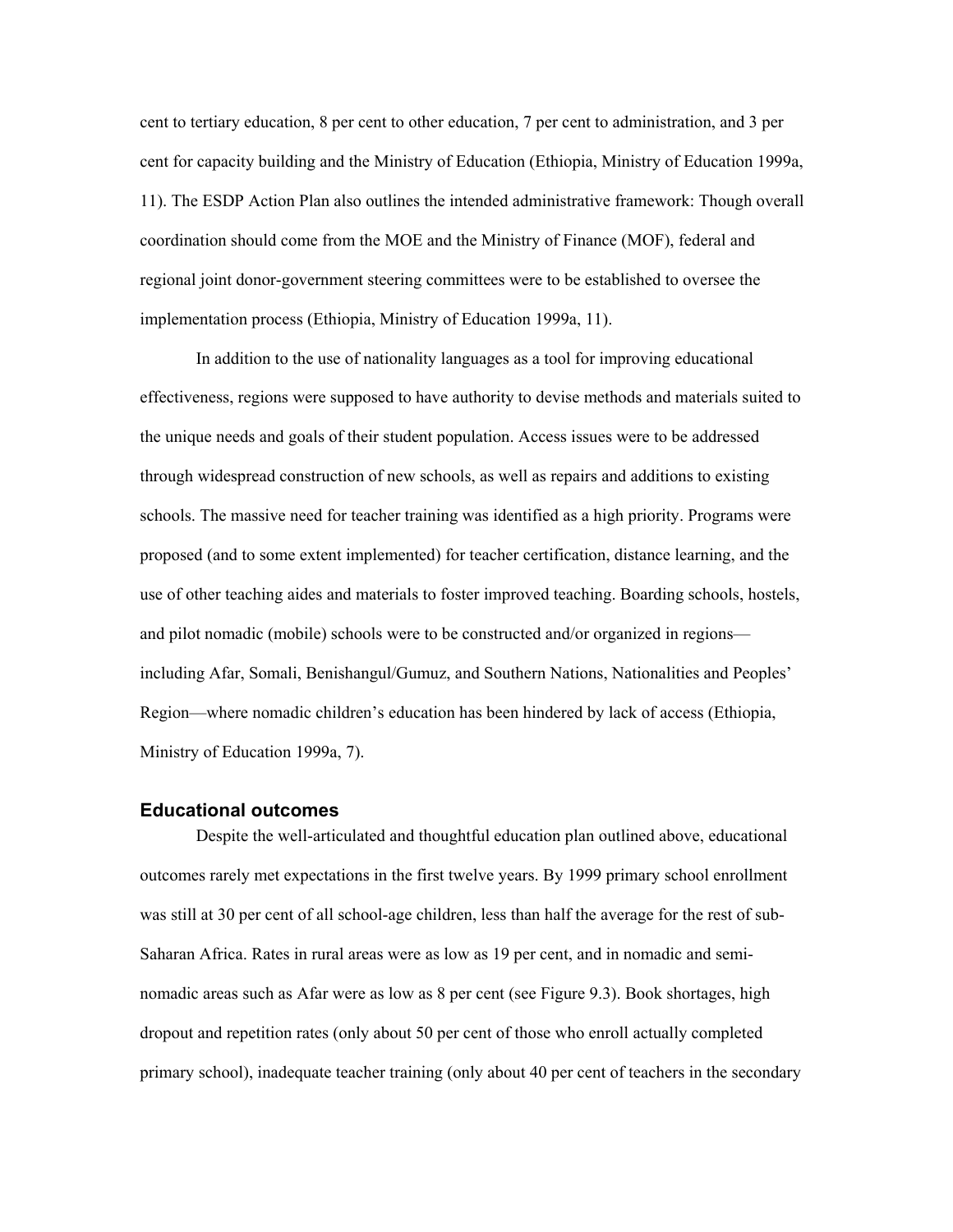cent to tertiary education, 8 per cent to other education, 7 per cent to administration, and 3 per cent for capacity building and the Ministry of Education (Ethiopia, Ministry of Education 1999a, 11). The ESDP Action Plan also outlines the intended administrative framework: Though overall coordination should come from the MOE and the Ministry of Finance (MOF), federal and regional joint donor-government steering committees were to be established to oversee the implementation process (Ethiopia, Ministry of Education 1999a, 11).

In addition to the use of nationality languages as a tool for improving educational effectiveness, regions were supposed to have authority to devise methods and materials suited to the unique needs and goals of their student population. Access issues were to be addressed through widespread construction of new schools, as well as repairs and additions to existing schools. The massive need for teacher training was identified as a high priority. Programs were proposed (and to some extent implemented) for teacher certification, distance learning, and the use of other teaching aides and materials to foster improved teaching. Boarding schools, hostels, and pilot nomadic (mobile) schools were to be constructed and/or organized in regions—including Afar, Somali, Benishangul/Gumuz, and Southern Nations, Nationalities and Peoples' Region—where nomadic children's education has been hindered by lack of access (Ethiopia, Ministry of Education 1999a, 7).

### Educational outcomes

Despite the well-articulated and thoughtful education plan outlined above, educational outcomes rarely met expectations in the first twelve years. By 1999 primary school enrollment was still at 30 per cent of all school-age children, less than half the average for the rest of sub-Saharan Africa. Rates in rural areas were as low as 19 per cent, and in nomadic and semi-nomadic areas such as Afar were as low as 8 per cent (see Figure 9.3). Book shortages, high dropout and repetition rates (only about 50 per cent of those who enroll actually completed primary school), inadequate teacher training (only about 40 per cent of teachers in the secondary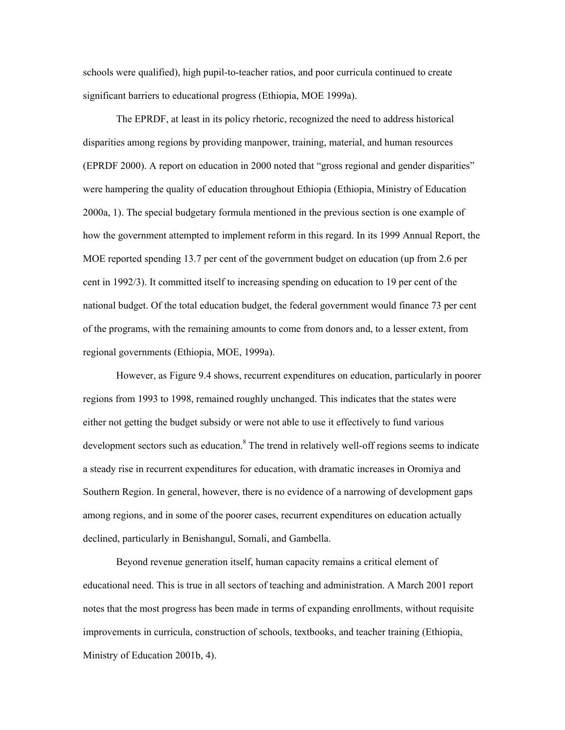schools were qualified), high pupil-to-teacher ratios, and poor curricula continued to create significant barriers to educational progress (Ethiopia, MOE 1999a).

The EPRDF, at least in its policy rhetoric, recognized the need to address historical disparities among regions by providing manpower, training, material, and human resources (EPRDF 2000). A report on education in 2000 noted that "gross regional and gender disparities" were hampering the quality of education throughout Ethiopia (Ethiopia, Ministry of Education 2000a, 1). The special budgetary formula mentioned in the previous section is one example of how the government attempted to implement reform in this regard. In its 1999 Annual Report, the MOE reported spending 13.7 per cent of the government budget on education (up from 2.6 per cent in 1992/3). It committed itself to increasing spending on education to 19 per cent of the national budget. Of the total education budget, the federal government would finance 73 per cent of the programs, with the remaining amounts to come from donors and, to a lesser extent, from regional governments (Ethiopia, MOE, 1999a).

However, as Figure 9.4 shows, recurrent expenditures on education, particularly in poorer regions from 1993 to 1998, remained roughly unchanged. This indicates that the states were either not getting the budget subsidy or were not able to use it effectively to fund various development sectors such as education.[8] The trend in relatively well-off regions seems to indicate a steady rise in recurrent expenditures for education, with dramatic increases in Oromiya and Southern Region. In general, however, there is no evidence of a narrowing of development gaps among regions, and in some of the poorer cases, recurrent expenditures on education actually declined, particularly in Benishangul, Somali, and Gambella.

Beyond revenue generation itself, human capacity remains a critical element of educational need. This is true in all sectors of teaching and administration. A March 2001 report notes that the most progress has been made in terms of expanding enrollments, without requisite improvements in curricula, construction of schools, textbooks, and teacher training (Ethiopia, Ministry of Education 2001b, 4).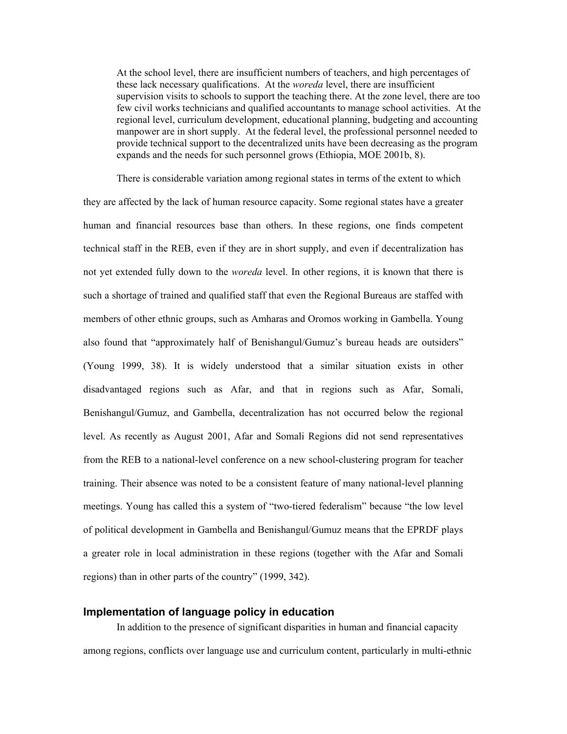> At the school level, there are insufficient numbers of teachers, and high percentages of these lack necessary qualifications. At the *woreda* level, there are insufficient supervision visits to schools to support the teaching there. At the zone level, there are too few civil works technicians and qualified accountants to manage school activities. At the regional level, curriculum development, educational planning, budgeting and accounting manpower are in short supply. At the federal level, the professional personnel needed to provide technical support to the decentralized units have been decreasing as the program expands and the needs for such personnel grows (Ethiopia, MOE 2001b, 8).

There is considerable variation among regional states in terms of the extent to which they are affected by the lack of human resource capacity. Some regional states have a greater human and financial resources base than others. In these regions, one finds competent technical staff in the REB, even if they are in short supply, and even if decentralization has not yet extended fully down to the *woreda* level. In other regions, it is known that there is such a shortage of trained and qualified staff that even the Regional Bureaus are staffed with members of other ethnic groups, such as Amharas and Oromos working in Gambella. Young also found that "approximately half of Benishangul/Gumuz's bureau heads are outsiders" (Young 1999, 38). It is widely understood that a similar situation exists in other disadvantaged regions such as Afar, and that in regions such as Afar, Somali, Benishangul/Gumuz, and Gambella, decentralization has not occurred below the regional level. As recently as August 2001, Afar and Somali Regions did not send representatives from the REB to a national-level conference on a new school-clustering program for teacher training. Their absence was noted to be a consistent feature of many national-level planning meetings. Young has called this a system of "two-tiered federalism" because "the low level of political development in Gambella and Benishangul/Gumuz means that the EPRDF plays a greater role in local administration in these regions (together with the Afar and Somali regions) than in other parts of the country" (1999, 342).

## Implementation of language policy in education

In addition to the presence of significant disparities in human and financial capacity among regions, conflicts over language use and curriculum content, particularly in multi-ethnic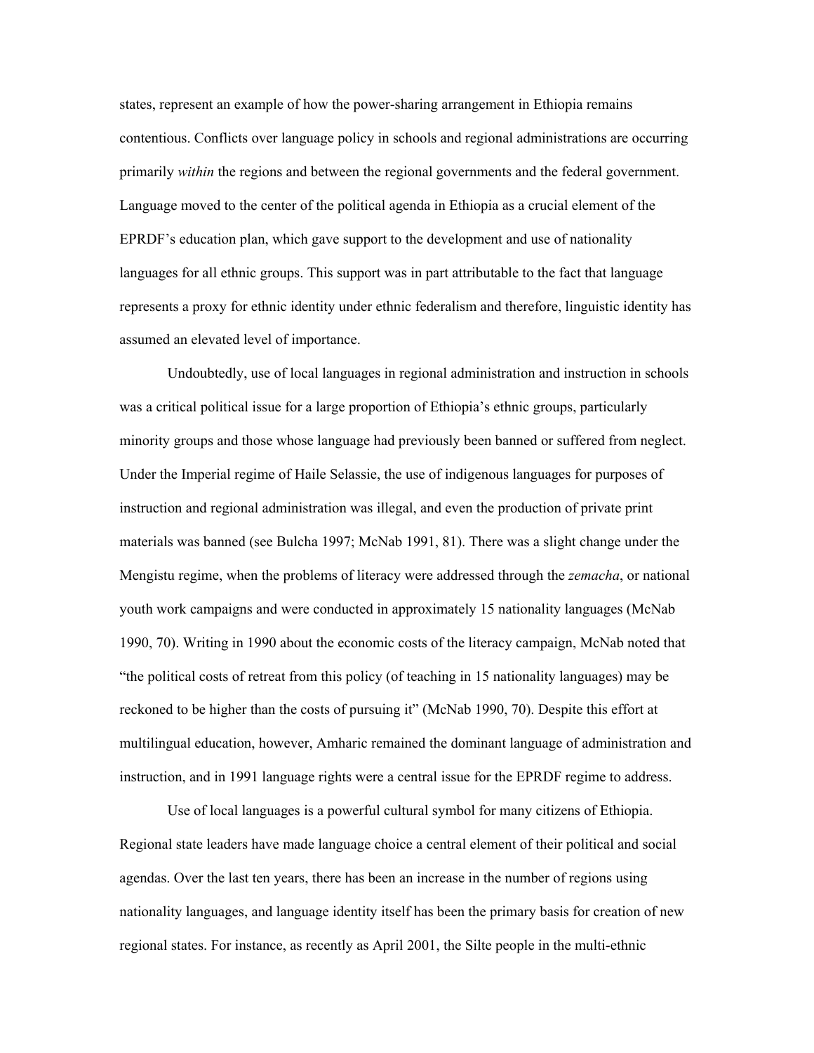states, represent an example of how the power-sharing arrangement in Ethiopia remains contentious. Conflicts over language policy in schools and regional administrations are occurring primarily *within* the regions and between the regional governments and the federal government. Language moved to the center of the political agenda in Ethiopia as a crucial element of the EPRDF's education plan, which gave support to the development and use of nationality languages for all ethnic groups. This support was in part attributable to the fact that language represents a proxy for ethnic identity under ethnic federalism and therefore, linguistic identity has assumed an elevated level of importance.

Undoubtedly, use of local languages in regional administration and instruction in schools was a critical political issue for a large proportion of Ethiopia's ethnic groups, particularly minority groups and those whose language had previously been banned or suffered from neglect. Under the Imperial regime of Haile Selassie, the use of indigenous languages for purposes of instruction and regional administration was illegal, and even the production of private print materials was banned (see Bulcha 1997; McNab 1991, 81). There was a slight change under the Mengistu regime, when the problems of literacy were addressed through the *zemacha*, or national youth work campaigns and were conducted in approximately 15 nationality languages (McNab 1990, 70). Writing in 1990 about the economic costs of the literacy campaign, McNab noted that "the political costs of retreat from this policy (of teaching in 15 nationality languages) may be reckoned to be higher than the costs of pursuing it" (McNab 1990, 70). Despite this effort at multilingual education, however, Amharic remained the dominant language of administration and instruction, and in 1991 language rights were a central issue for the EPRDF regime to address.

Use of local languages is a powerful cultural symbol for many citizens of Ethiopia. Regional state leaders have made language choice a central element of their political and social agendas. Over the last ten years, there has been an increase in the number of regions using nationality languages, and language identity itself has been the primary basis for creation of new regional states. For instance, as recently as April 2001, the Silte people in the multi-ethnic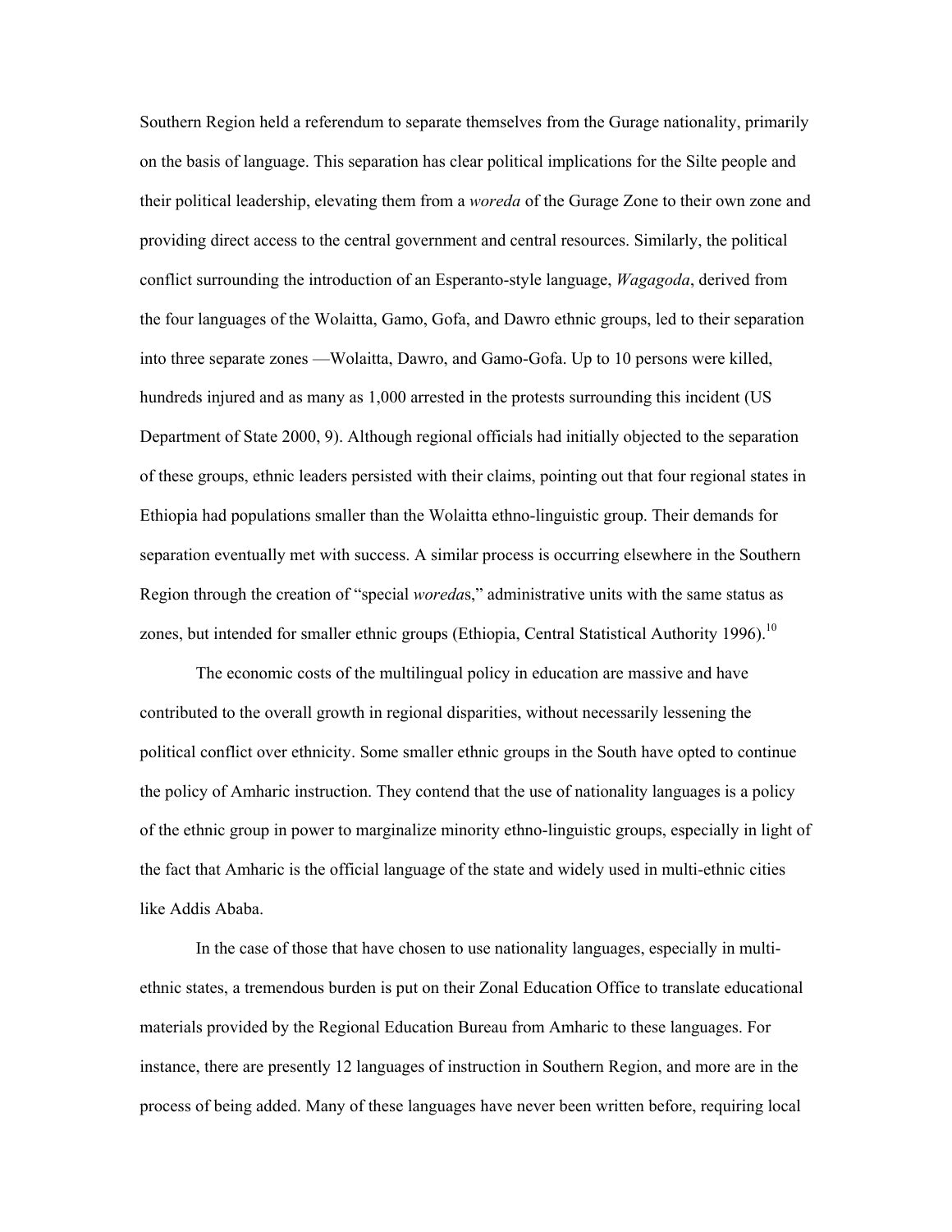Southern Region held a referendum to separate themselves from the Gurage nationality, primarily on the basis of language. This separation has clear political implications for the Silte people and their political leadership, elevating them from a *woreda* of the Gurage Zone to their own zone and providing direct access to the central government and central resources. Similarly, the political conflict surrounding the introduction of an Esperanto-style language, *Wagagoda*, derived from the four languages of the Wolaitta, Gamo, Gofa, and Dawro ethnic groups, led to their separation into three separate zones —Wolaitta, Dawro, and Gamo-Gofa. Up to 10 persons were killed, hundreds injured and as many as 1,000 arrested in the protests surrounding this incident (US Department of State 2000, 9). Although regional officials had initially objected to the separation of these groups, ethnic leaders persisted with their claims, pointing out that four regional states in Ethiopia had populations smaller than the Wolaitta ethno-linguistic group. Their demands for separation eventually met with success. A similar process is occurring elsewhere in the Southern Region through the creation of "special *woreda*s," administrative units with the same status as zones, but intended for smaller ethnic groups (Ethiopia, Central Statistical Authority 1996).[10]

The economic costs of the multilingual policy in education are massive and have contributed to the overall growth in regional disparities, without necessarily lessening the political conflict over ethnicity. Some smaller ethnic groups in the South have opted to continue the policy of Amharic instruction. They contend that the use of nationality languages is a policy of the ethnic group in power to marginalize minority ethno-linguistic groups, especially in light of the fact that Amharic is the official language of the state and widely used in multi-ethnic cities like Addis Ababa.

In the case of those that have chosen to use nationality languages, especially in multi-ethnic states, a tremendous burden is put on their Zonal Education Office to translate educational materials provided by the Regional Education Bureau from Amharic to these languages. For instance, there are presently 12 languages of instruction in Southern Region, and more are in the process of being added. Many of these languages have never been written before, requiring local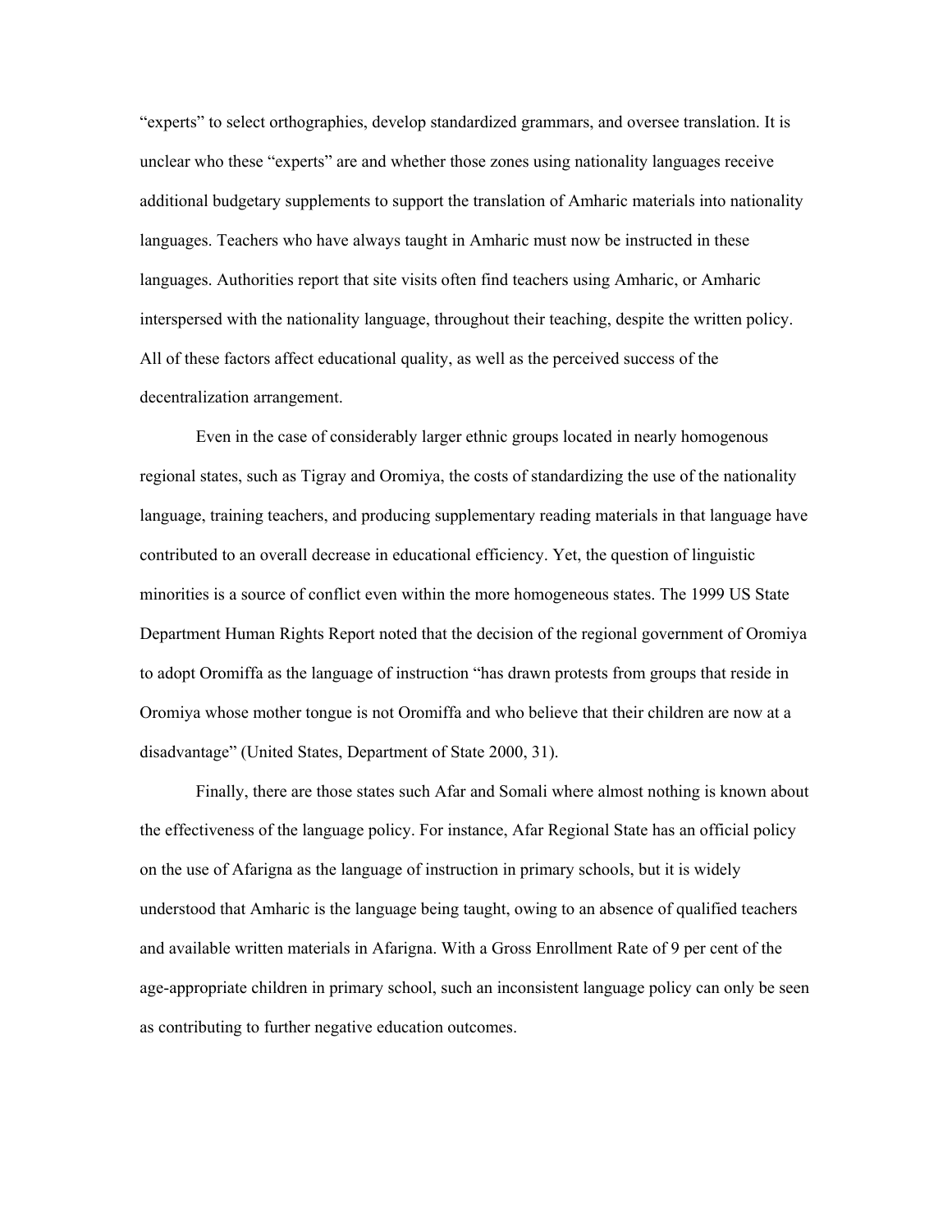"experts" to select orthographies, develop standardized grammars, and oversee translation. It is unclear who these "experts" are and whether those zones using nationality languages receive additional budgetary supplements to support the translation of Amharic materials into nationality languages. Teachers who have always taught in Amharic must now be instructed in these languages. Authorities report that site visits often find teachers using Amharic, or Amharic interspersed with the nationality language, throughout their teaching, despite the written policy. All of these factors affect educational quality, as well as the perceived success of the decentralization arrangement.

Even in the case of considerably larger ethnic groups located in nearly homogenous regional states, such as Tigray and Oromiya, the costs of standardizing the use of the nationality language, training teachers, and producing supplementary reading materials in that language have contributed to an overall decrease in educational efficiency. Yet, the question of linguistic minorities is a source of conflict even within the more homogeneous states. The 1999 US State Department Human Rights Report noted that the decision of the regional government of Oromiya to adopt Oromiffa as the language of instruction "has drawn protests from groups that reside in Oromiya whose mother tongue is not Oromiffa and who believe that their children are now at a disadvantage" (United States, Department of State 2000, 31).

Finally, there are those states such Afar and Somali where almost nothing is known about the effectiveness of the language policy. For instance, Afar Regional State has an official policy on the use of Afarigna as the language of instruction in primary schools, but it is widely understood that Amharic is the language being taught, owing to an absence of qualified teachers and available written materials in Afarigna. With a Gross Enrollment Rate of 9 per cent of the age-appropriate children in primary school, such an inconsistent language policy can only be seen as contributing to further negative education outcomes.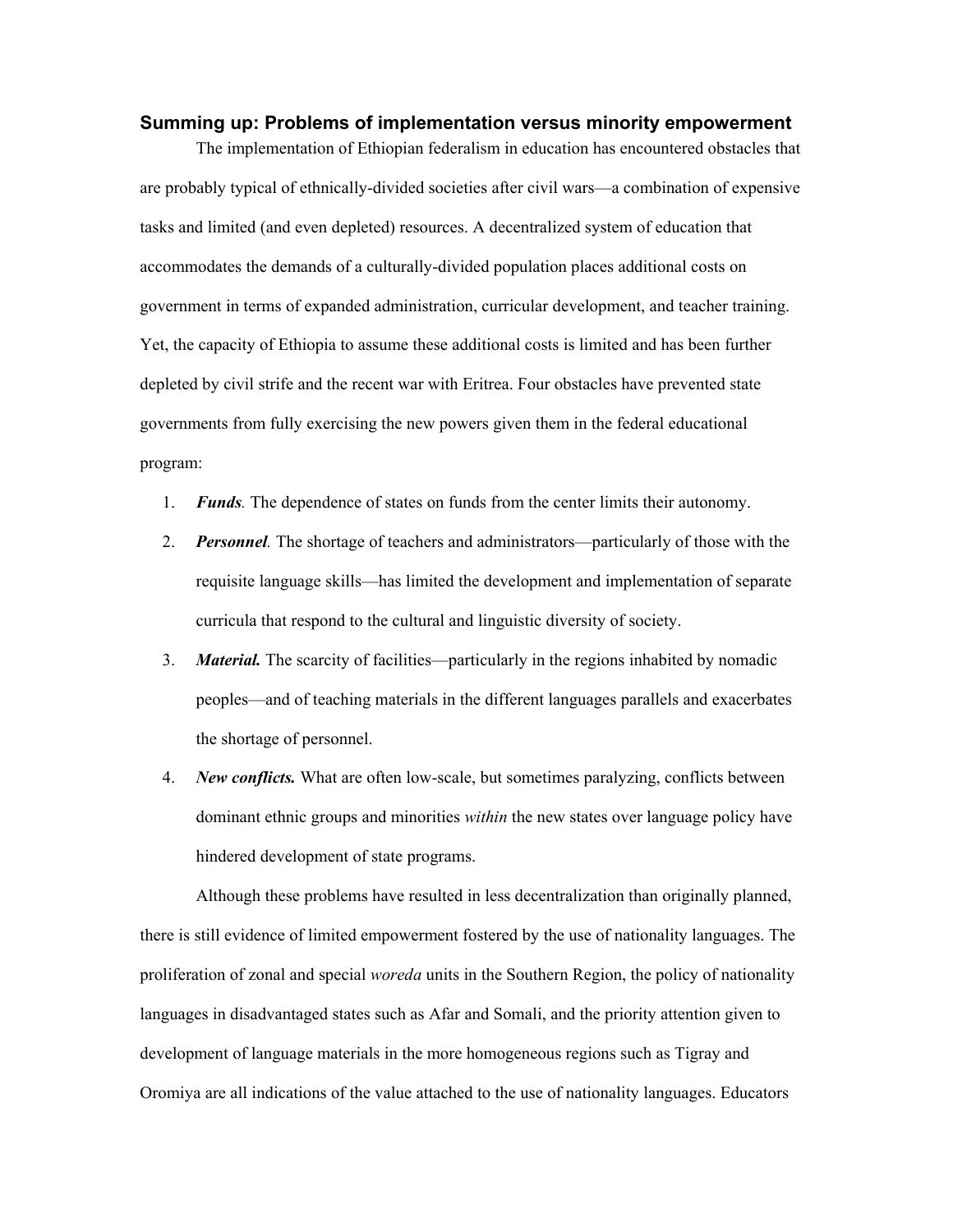## Summing up: Problems of implementation versus minority empowerment

The implementation of Ethiopian federalism in education has encountered obstacles that are probably typical of ethnically-divided societies after civil wars—a combination of expensive tasks and limited (and even depleted) resources. A decentralized system of education that accommodates the demands of a culturally-divided population places additional costs on government in terms of expanded administration, curricular development, and teacher training. Yet, the capacity of Ethiopia to assume these additional costs is limited and has been further depleted by civil strife and the recent war with Eritrea. Four obstacles have prevented state governments from fully exercising the new powers given them in the federal educational program:

1. ***Funds***. The dependence of states on funds from the center limits their autonomy.
2. ***Personnel***. The shortage of teachers and administrators—particularly of those with the requisite language skills—has limited the development and implementation of separate curricula that respond to the cultural and linguistic diversity of society.
3. ***Material.*** The scarcity of facilities—particularly in the regions inhabited by nomadic peoples—and of teaching materials in the different languages parallels and exacerbates the shortage of personnel.
4. ***New conflicts.*** What are often low-scale, but sometimes paralyzing, conflicts between dominant ethnic groups and minorities *within* the new states over language policy have hindered development of state programs.

Although these problems have resulted in less decentralization than originally planned, there is still evidence of limited empowerment fostered by the use of nationality languages. The proliferation of zonal and special *woreda* units in the Southern Region, the policy of nationality languages in disadvantaged states such as Afar and Somali, and the priority attention given to development of language materials in the more homogeneous regions such as Tigray and Oromiya are all indications of the value attached to the use of nationality languages. Educators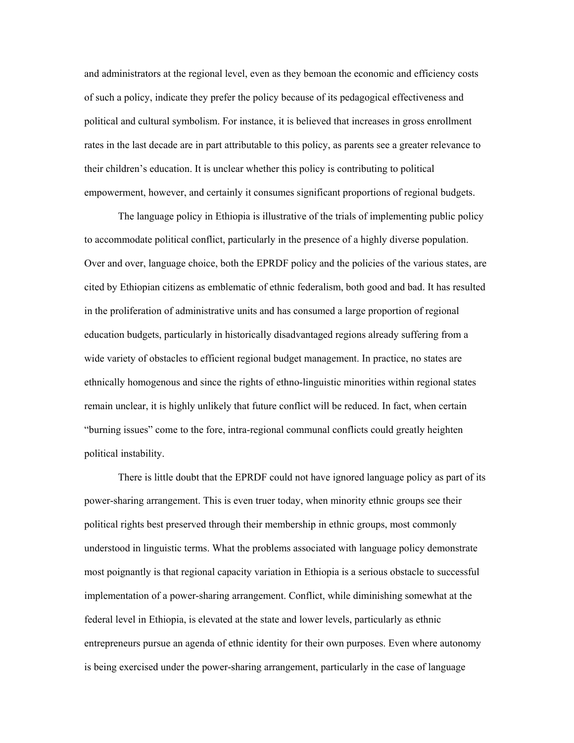and administrators at the regional level, even as they bemoan the economic and efficiency costs of such a policy, indicate they prefer the policy because of its pedagogical effectiveness and political and cultural symbolism. For instance, it is believed that increases in gross enrollment rates in the last decade are in part attributable to this policy, as parents see a greater relevance to their children's education. It is unclear whether this policy is contributing to political empowerment, however, and certainly it consumes significant proportions of regional budgets.

The language policy in Ethiopia is illustrative of the trials of implementing public policy to accommodate political conflict, particularly in the presence of a highly diverse population. Over and over, language choice, both the EPRDF policy and the policies of the various states, are cited by Ethiopian citizens as emblematic of ethnic federalism, both good and bad. It has resulted in the proliferation of administrative units and has consumed a large proportion of regional education budgets, particularly in historically disadvantaged regions already suffering from a wide variety of obstacles to efficient regional budget management. In practice, no states are ethnically homogenous and since the rights of ethno-linguistic minorities within regional states remain unclear, it is highly unlikely that future conflict will be reduced. In fact, when certain "burning issues" come to the fore, intra-regional communal conflicts could greatly heighten political instability.

There is little doubt that the EPRDF could not have ignored language policy as part of its power-sharing arrangement. This is even truer today, when minority ethnic groups see their political rights best preserved through their membership in ethnic groups, most commonly understood in linguistic terms. What the problems associated with language policy demonstrate most poignantly is that regional capacity variation in Ethiopia is a serious obstacle to successful implementation of a power-sharing arrangement. Conflict, while diminishing somewhat at the federal level in Ethiopia, is elevated at the state and lower levels, particularly as ethnic entrepreneurs pursue an agenda of ethnic identity for their own purposes. Even where autonomy is being exercised under the power-sharing arrangement, particularly in the case of language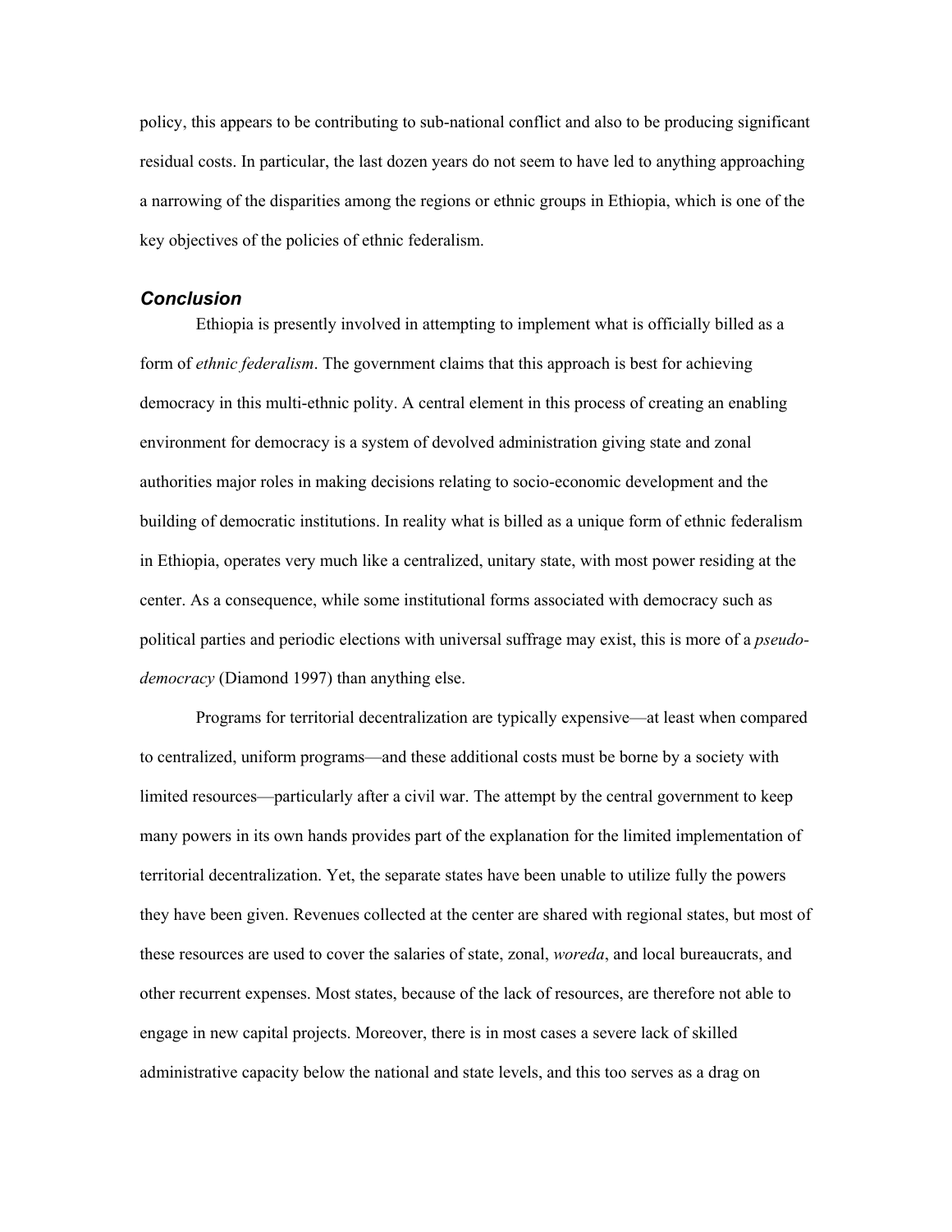policy, this appears to be contributing to sub-national conflict and also to be producing significant residual costs. In particular, the last dozen years do not seem to have led to anything approaching a narrowing of the disparities among the regions or ethnic groups in Ethiopia, which is one of the key objectives of the policies of ethnic federalism.

### *Conclusion*

Ethiopia is presently involved in attempting to implement what is officially billed as a form of *ethnic federalism*. The government claims that this approach is best for achieving democracy in this multi-ethnic polity. A central element in this process of creating an enabling environment for democracy is a system of devolved administration giving state and zonal authorities major roles in making decisions relating to socio-economic development and the building of democratic institutions. In reality what is billed as a unique form of ethnic federalism in Ethiopia, operates very much like a centralized, unitary state, with most power residing at the center. As a consequence, while some institutional forms associated with democracy such as political parties and periodic elections with universal suffrage may exist, this is more of a *pseudo-democracy* (Diamond 1997) than anything else.

Programs for territorial decentralization are typically expensive—at least when compared to centralized, uniform programs—and these additional costs must be borne by a society with limited resources—particularly after a civil war. The attempt by the central government to keep many powers in its own hands provides part of the explanation for the limited implementation of territorial decentralization. Yet, the separate states have been unable to utilize fully the powers they have been given. Revenues collected at the center are shared with regional states, but most of these resources are used to cover the salaries of state, zonal, *woreda*, and local bureaucrats, and other recurrent expenses. Most states, because of the lack of resources, are therefore not able to engage in new capital projects. Moreover, there is in most cases a severe lack of skilled administrative capacity below the national and state levels, and this too serves as a drag on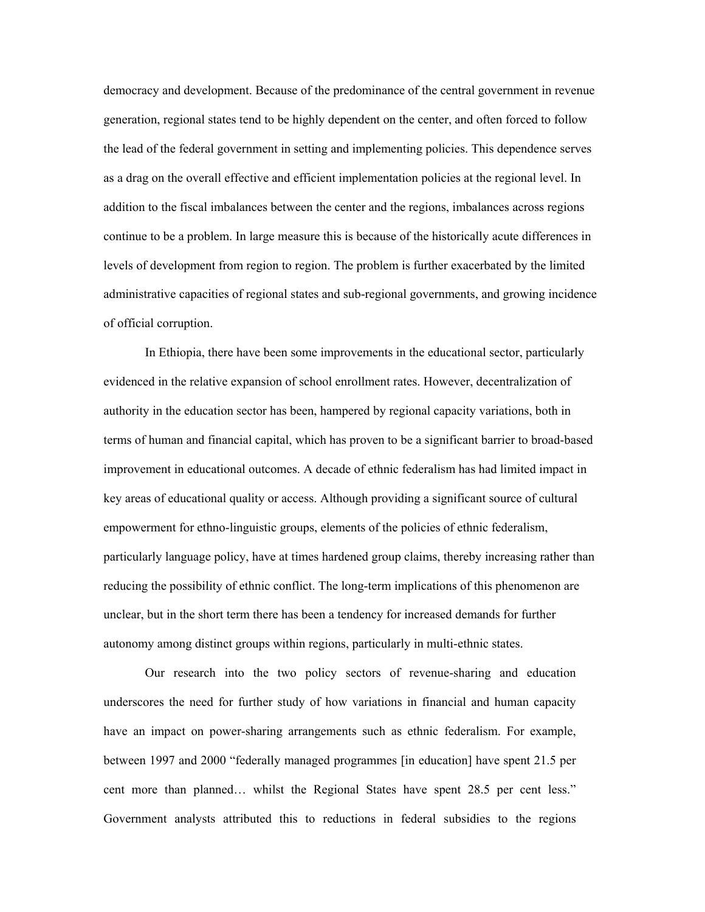democracy and development. Because of the predominance of the central government in revenue generation, regional states tend to be highly dependent on the center, and often forced to follow the lead of the federal government in setting and implementing policies. This dependence serves as a drag on the overall effective and efficient implementation policies at the regional level. In addition to the fiscal imbalances between the center and the regions, imbalances across regions continue to be a problem. In large measure this is because of the historically acute differences in levels of development from region to region. The problem is further exacerbated by the limited administrative capacities of regional states and sub-regional governments, and growing incidence of official corruption.

In Ethiopia, there have been some improvements in the educational sector, particularly evidenced in the relative expansion of school enrollment rates. However, decentralization of authority in the education sector has been, hampered by regional capacity variations, both in terms of human and financial capital, which has proven to be a significant barrier to broad-based improvement in educational outcomes. A decade of ethnic federalism has had limited impact in key areas of educational quality or access. Although providing a significant source of cultural empowerment for ethno-linguistic groups, elements of the policies of ethnic federalism, particularly language policy, have at times hardened group claims, thereby increasing rather than reducing the possibility of ethnic conflict. The long-term implications of this phenomenon are unclear, but in the short term there has been a tendency for increased demands for further autonomy among distinct groups within regions, particularly in multi-ethnic states.

Our research into the two policy sectors of revenue-sharing and education underscores the need for further study of how variations in financial and human capacity have an impact on power-sharing arrangements such as ethnic federalism. For example, between 1997 and 2000 "federally managed programmes [in education] have spent 21.5 per cent more than planned… whilst the Regional States have spent 28.5 per cent less." Government analysts attributed this to reductions in federal subsidies to the regions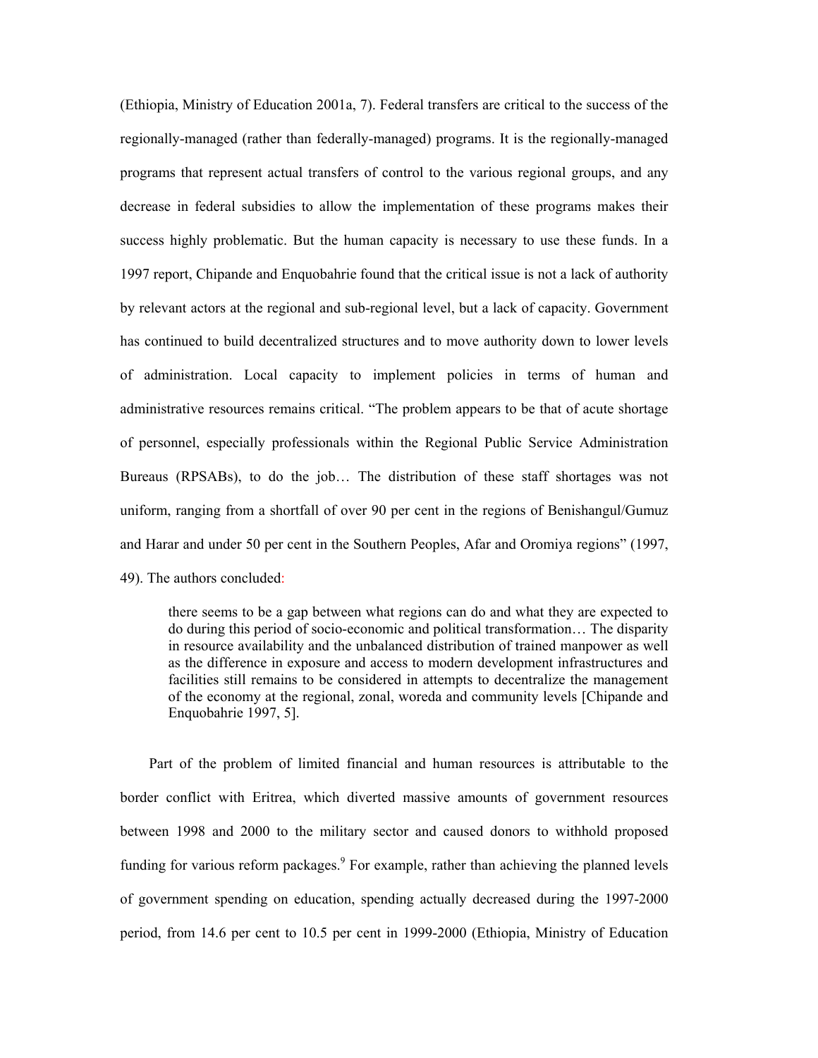(Ethiopia, Ministry of Education 2001a, 7). Federal transfers are critical to the success of the regionally-managed (rather than federally-managed) programs. It is the regionally-managed programs that represent actual transfers of control to the various regional groups, and any decrease in federal subsidies to allow the implementation of these programs makes their success highly problematic. But the human capacity is necessary to use these funds. In a 1997 report, Chipande and Enquobahrie found that the critical issue is not a lack of authority by relevant actors at the regional and sub-regional level, but a lack of capacity. Government has continued to build decentralized structures and to move authority down to lower levels of administration. Local capacity to implement policies in terms of human and administrative resources remains critical. "The problem appears to be that of acute shortage of personnel, especially professionals within the Regional Public Service Administration Bureaus (RPSABs), to do the job… The distribution of these staff shortages was not uniform, ranging from a shortfall of over 90 per cent in the regions of Benishangul/Gumuz and Harar and under 50 per cent in the Southern Peoples, Afar and Oromiya regions" (1997, 49). The authors concluded:

> there seems to be a gap between what regions can do and what they are expected to do during this period of socio-economic and political transformation… The disparity in resource availability and the unbalanced distribution of trained manpower as well as the difference in exposure and access to modern development infrastructures and facilities still remains to be considered in attempts to decentralize the management of the economy at the regional, zonal, woreda and community levels [Chipande and Enquobahrie 1997, 5].

Part of the problem of limited financial and human resources is attributable to the border conflict with Eritrea, which diverted massive amounts of government resources between 1998 and 2000 to the military sector and caused donors to withhold proposed funding for various reform packages.[9] For example, rather than achieving the planned levels of government spending on education, spending actually decreased during the 1997-2000 period, from 14.6 per cent to 10.5 per cent in 1999-2000 (Ethiopia, Ministry of Education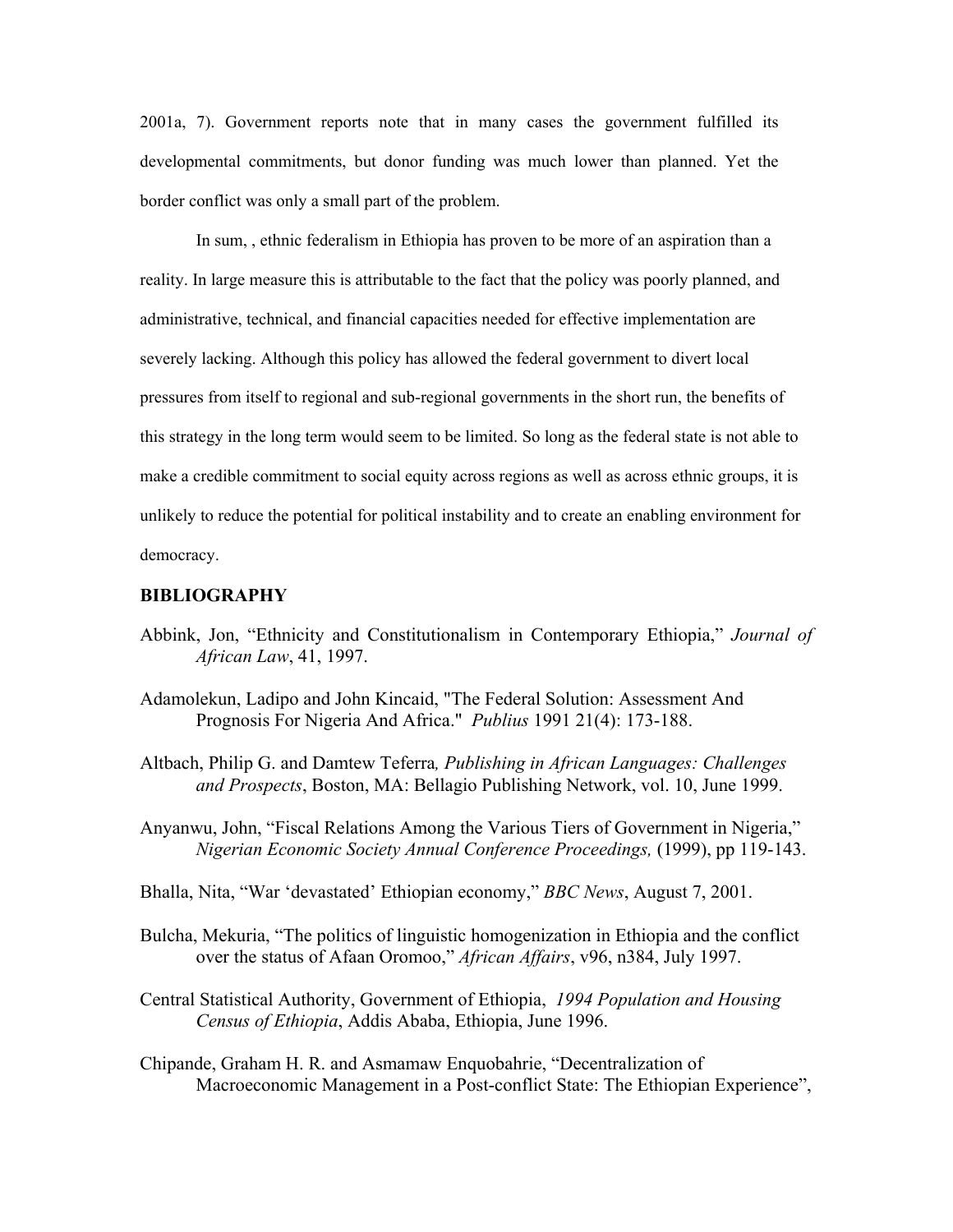2001a, 7). Government reports note that in many cases the government fulfilled its developmental commitments, but donor funding was much lower than planned. Yet the border conflict was only a small part of the problem.

In sum, , ethnic federalism in Ethiopia has proven to be more of an aspiration than a reality. In large measure this is attributable to the fact that the policy was poorly planned, and administrative, technical, and financial capacities needed for effective implementation are severely lacking. Although this policy has allowed the federal government to divert local pressures from itself to regional and sub-regional governments in the short run, the benefits of this strategy in the long term would seem to be limited. So long as the federal state is not able to make a credible commitment to social equity across regions as well as across ethnic groups, it is unlikely to reduce the potential for political instability and to create an enabling environment for democracy.

### BIBLIOGRAPHY

Abbink, Jon, "Ethnicity and Constitutionalism in Contemporary Ethiopia," *Journal of African Law*, 41, 1997.

Adamolekun, Ladipo and John Kincaid, "The Federal Solution: Assessment And Prognosis For Nigeria And Africa." *Publius* 1991 21(4): 173-188.

Altbach, Philip G. and Damtew Teferra*, Publishing in African Languages: Challenges and Prospects*, Boston, MA: Bellagio Publishing Network, vol. 10, June 1999.

Anyanwu, John, "Fiscal Relations Among the Various Tiers of Government in Nigeria," *Nigerian Economic Society Annual Conference Proceedings,* (1999), pp 119-143.

Bhalla, Nita, "War 'devastated' Ethiopian economy," *BBC News*, August 7, 2001.

Bulcha, Mekuria, "The politics of linguistic homogenization in Ethiopia and the conflict over the status of Afaan Oromoo," *African Affairs*, v96, n384, July 1997.

Central Statistical Authority, Government of Ethiopia, *1994 Population and Housing Census of Ethiopia*, Addis Ababa, Ethiopia, June 1996.

Chipande, Graham H. R. and Asmamaw Enquobahrie, "Decentralization of Macroeconomic Management in a Post-conflict State: The Ethiopian Experience",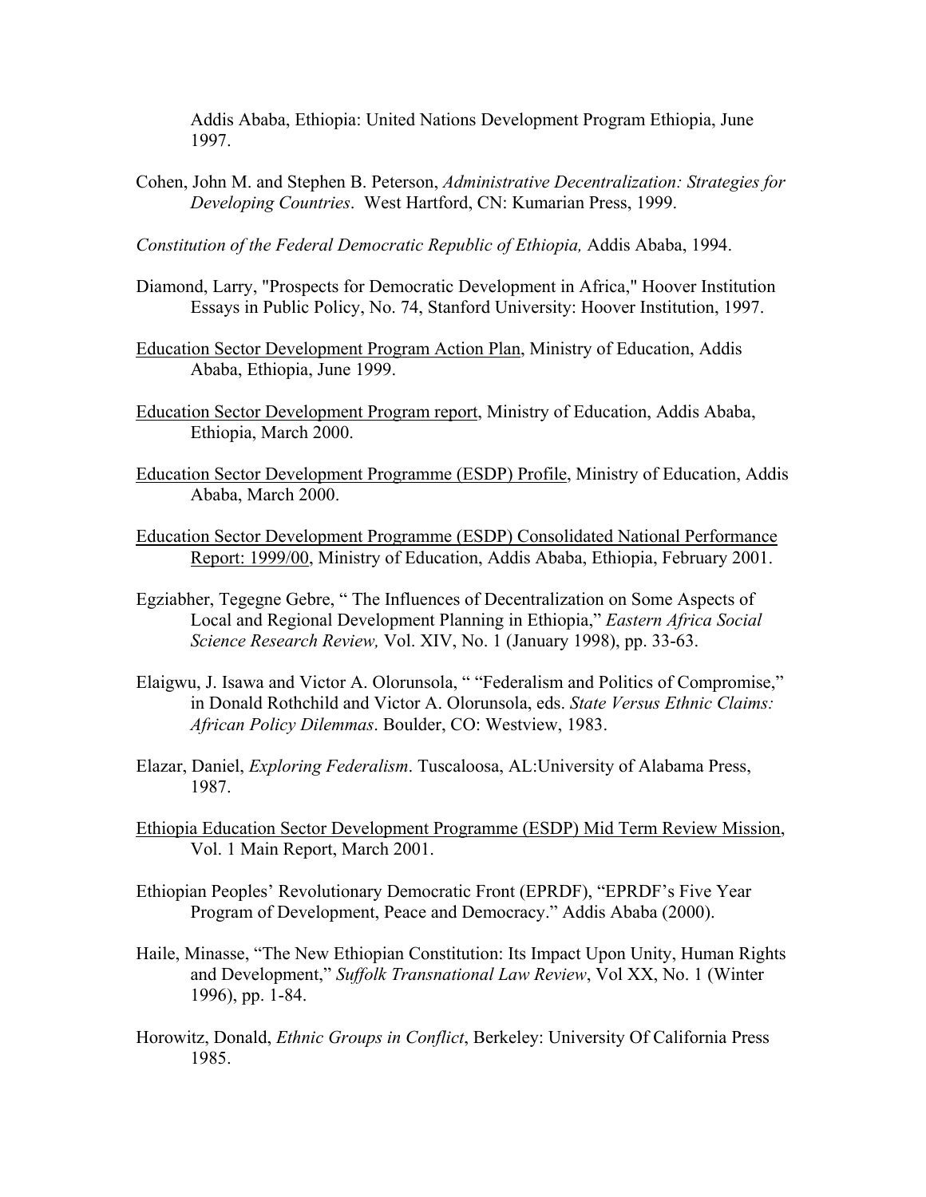Addis Ababa, Ethiopia: United Nations Development Program Ethiopia, June 1997.

Cohen, John M. and Stephen B. Peterson, *Administrative Decentralization: Strategies for Developing Countries*. West Hartford, CN: Kumarian Press, 1999.

*Constitution of the Federal Democratic Republic of Ethiopia,* Addis Ababa, 1994.

Diamond, Larry, "Prospects for Democratic Development in Africa," Hoover Institution Essays in Public Policy, No. 74, Stanford University: Hoover Institution, 1997.

Education Sector Development Program Action Plan, Ministry of Education, Addis Ababa, Ethiopia, June 1999.

Education Sector Development Program report, Ministry of Education, Addis Ababa, Ethiopia, March 2000.

Education Sector Development Programme (ESDP) Profile, Ministry of Education, Addis Ababa, March 2000.

Education Sector Development Programme (ESDP) Consolidated National Performance Report: 1999/00, Ministry of Education, Addis Ababa, Ethiopia, February 2001.

Egziabher, Tegegne Gebre, " The Influences of Decentralization on Some Aspects of Local and Regional Development Planning in Ethiopia," *Eastern Africa Social Science Research Review,* Vol. XIV, No. 1 (January 1998), pp. 33-63.

Elaigwu, J. Isawa and Victor A. Olorunsola, " "Federalism and Politics of Compromise," in Donald Rothchild and Victor A. Olorunsola, eds. *State Versus Ethnic Claims: African Policy Dilemmas*. Boulder, CO: Westview, 1983.

Elazar, Daniel, *Exploring Federalism*. Tuscaloosa, AL:University of Alabama Press, 1987.

Ethiopia Education Sector Development Programme (ESDP) Mid Term Review Mission, Vol. 1 Main Report, March 2001.

Ethiopian Peoples' Revolutionary Democratic Front (EPRDF), "EPRDF's Five Year Program of Development, Peace and Democracy." Addis Ababa (2000).

Haile, Minasse, "The New Ethiopian Constitution: Its Impact Upon Unity, Human Rights and Development," *Suffolk Transnational Law Review*, Vol XX, No. 1 (Winter 1996), pp. 1-84.

Horowitz, Donald, *Ethnic Groups in Conflict*, Berkeley: University Of California Press 1985.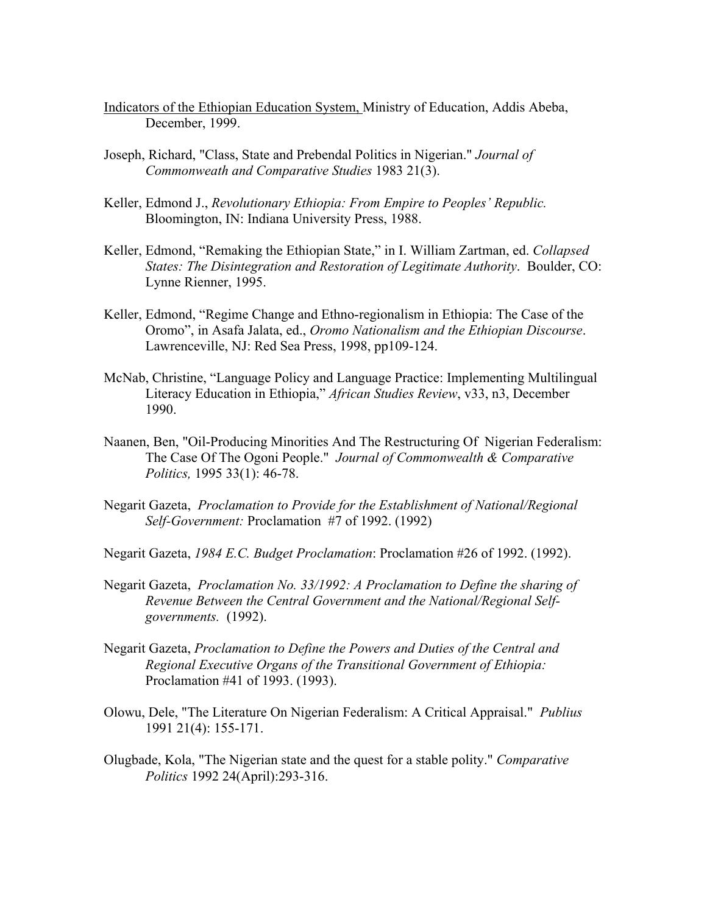<u>Indicators of the Ethiopian Education System,</u> Ministry of Education, Addis Abeba, December, 1999.

Joseph, Richard, "Class, State and Prebendal Politics in Nigerian." *Journal of Commonweath and Comparative Studies* 1983 21(3).

Keller, Edmond J., *Revolutionary Ethiopia: From Empire to Peoples' Republic.* Bloomington, IN: Indiana University Press, 1988.

Keller, Edmond, "Remaking the Ethiopian State," in I. William Zartman, ed. *Collapsed States: The Disintegration and Restoration of Legitimate Authority*. Boulder, CO: Lynne Rienner, 1995.

Keller, Edmond, "Regime Change and Ethno-regionalism in Ethiopia: The Case of the Oromo", in Asafa Jalata, ed., *Oromo Nationalism and the Ethiopian Discourse*. Lawrenceville, NJ: Red Sea Press, 1998, pp109-124.

McNab, Christine, "Language Policy and Language Practice: Implementing Multilingual Literacy Education in Ethiopia," *African Studies Review*, v33, n3, December 1990.

Naanen, Ben, "Oil-Producing Minorities And The Restructuring Of Nigerian Federalism: The Case Of The Ogoni People." *Journal of Commonwealth & Comparative Politics,* 1995 33(1): 46-78.

Negarit Gazeta, *Proclamation to Provide for the Establishment of National/Regional Self-Government:* Proclamation #7 of 1992. (1992)

Negarit Gazeta, *1984 E.C. Budget Proclamation*: Proclamation #26 of 1992. (1992).

Negarit Gazeta, *Proclamation No. 33/1992: A Proclamation to Define the sharing of Revenue Between the Central Government and the National/Regional Self-governments.* (1992).

Negarit Gazeta, *Proclamation to Define the Powers and Duties of the Central and Regional Executive Organs of the Transitional Government of Ethiopia:* Proclamation #41 of 1993. (1993).

Olowu, Dele, "The Literature On Nigerian Federalism: A Critical Appraisal." *Publius* 1991 21(4): 155-171.

Olugbade, Kola, "The Nigerian state and the quest for a stable polity." *Comparative Politics* 1992 24(April):293-316.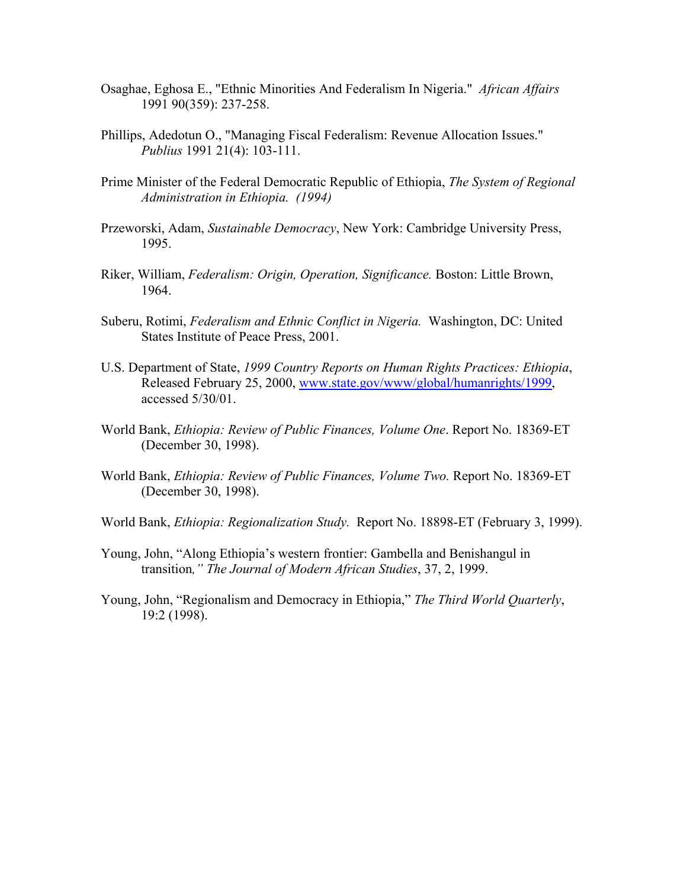Osaghae, Eghosa E., "Ethnic Minorities And Federalism In Nigeria." *African Affairs* 1991 90(359): 237-258.

Phillips, Adedotun O., "Managing Fiscal Federalism: Revenue Allocation Issues." *Publius* 1991 21(4): 103-111.

Prime Minister of the Federal Democratic Republic of Ethiopia, *The System of Regional Administration in Ethiopia. (1994)*

Przeworski, Adam, *Sustainable Democracy*, New York: Cambridge University Press, 1995.

Riker, William, *Federalism: Origin, Operation, Significance.* Boston: Little Brown, 1964.

Suberu, Rotimi, *Federalism and Ethnic Conflict in Nigeria.* Washington, DC: United States Institute of Peace Press, 2001.

U.S. Department of State, *1999 Country Reports on Human Rights Practices: Ethiopia*, Released February 25, 2000, www.state.gov/www/global/humanrights/1999, accessed 5/30/01.

World Bank, *Ethiopia: Review of Public Finances, Volume One*. Report No. 18369-ET (December 30, 1998).

World Bank, *Ethiopia: Review of Public Finances, Volume Two.* Report No. 18369-ET (December 30, 1998).

World Bank, *Ethiopia: Regionalization Study.* Report No. 18898-ET (February 3, 1999).

Young, John, "Along Ethiopia's western frontier: Gambella and Benishangul in transition*," The Journal of Modern African Studies*, 37, 2, 1999.

Young, John, "Regionalism and Democracy in Ethiopia," *The Third World Quarterly*, 19:2 (1998).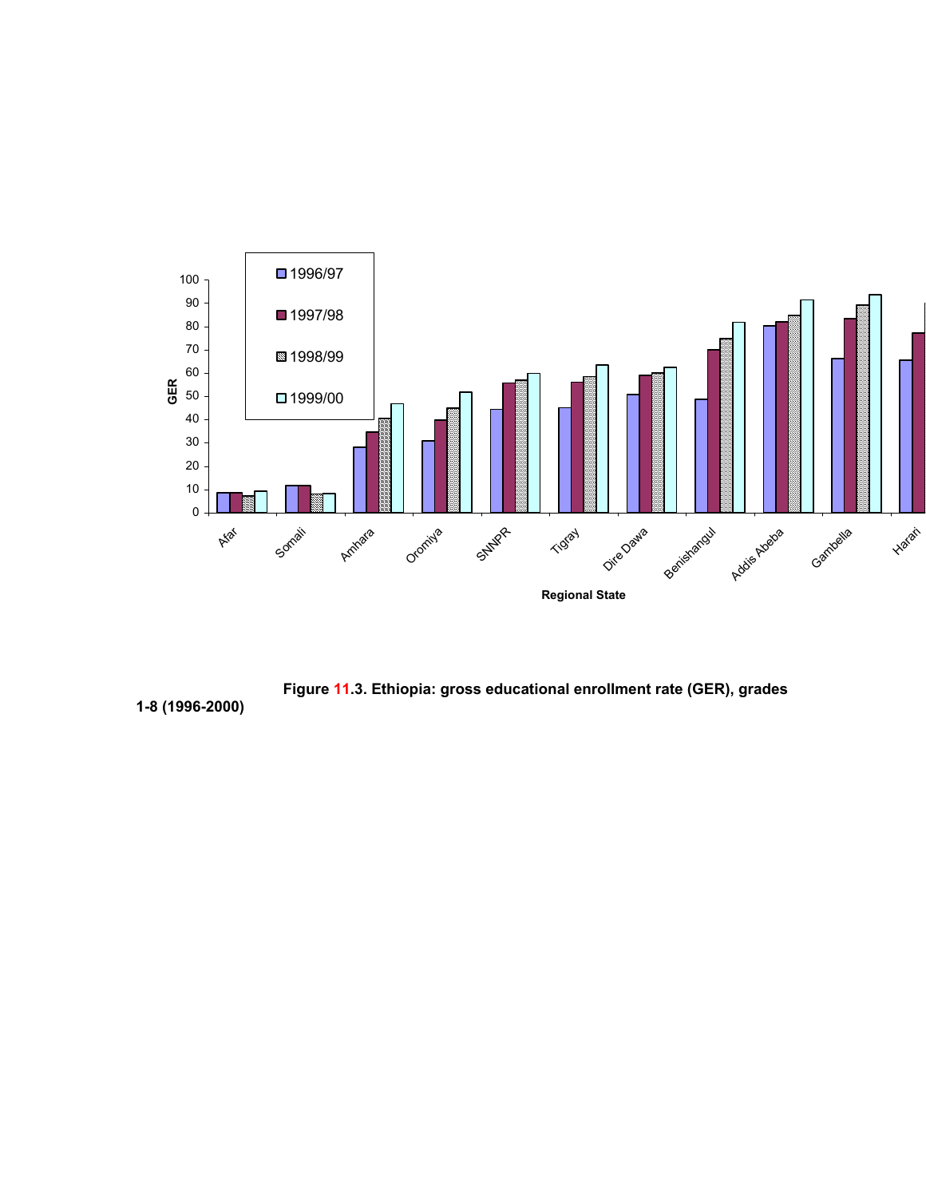Figure 11.3. Ethiopia: gross educational enrollment rate (GER), grades 1-8 (1996-2000)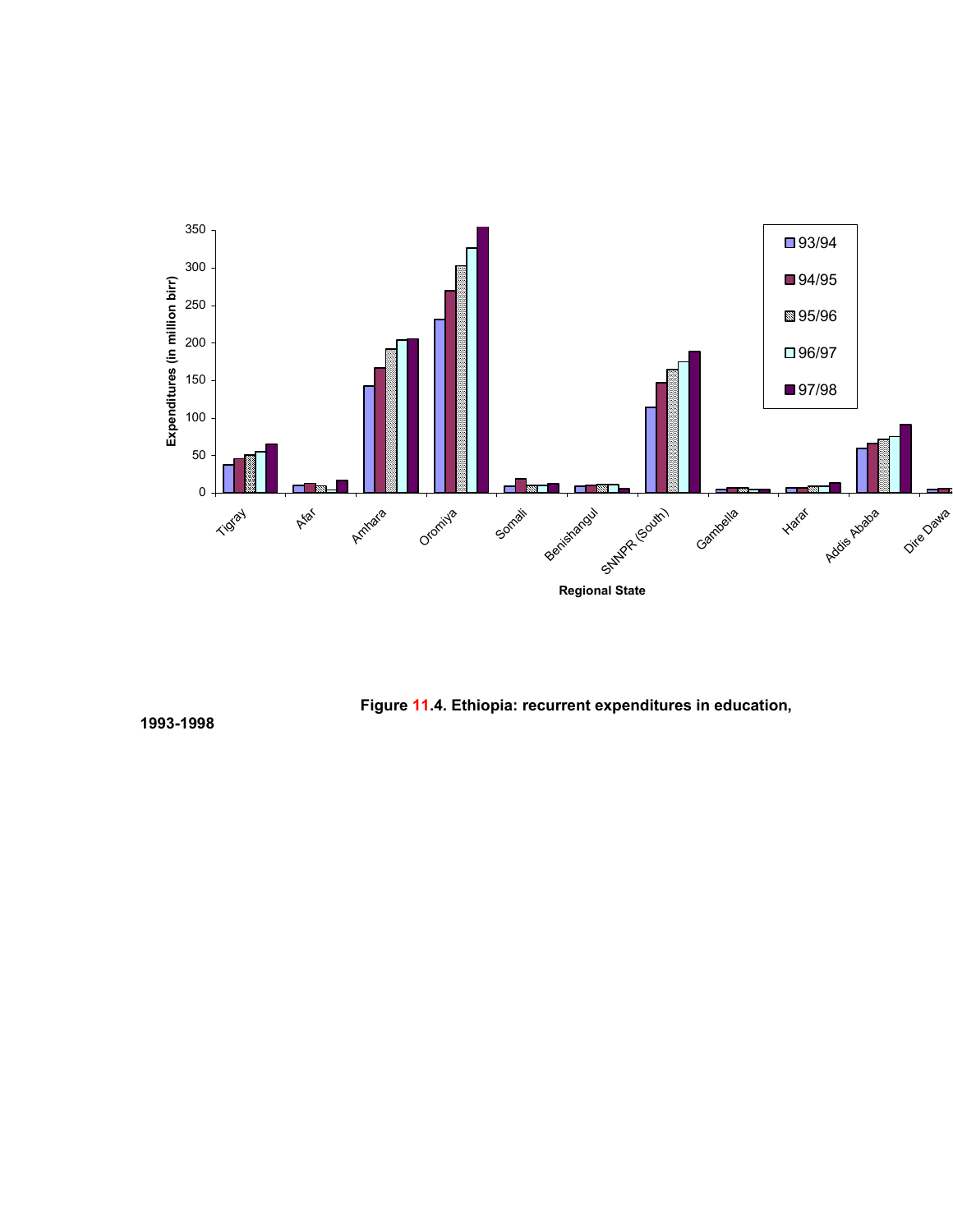**Figure 11.4. Ethiopia: recurrent expenditures in education, 1993-1998**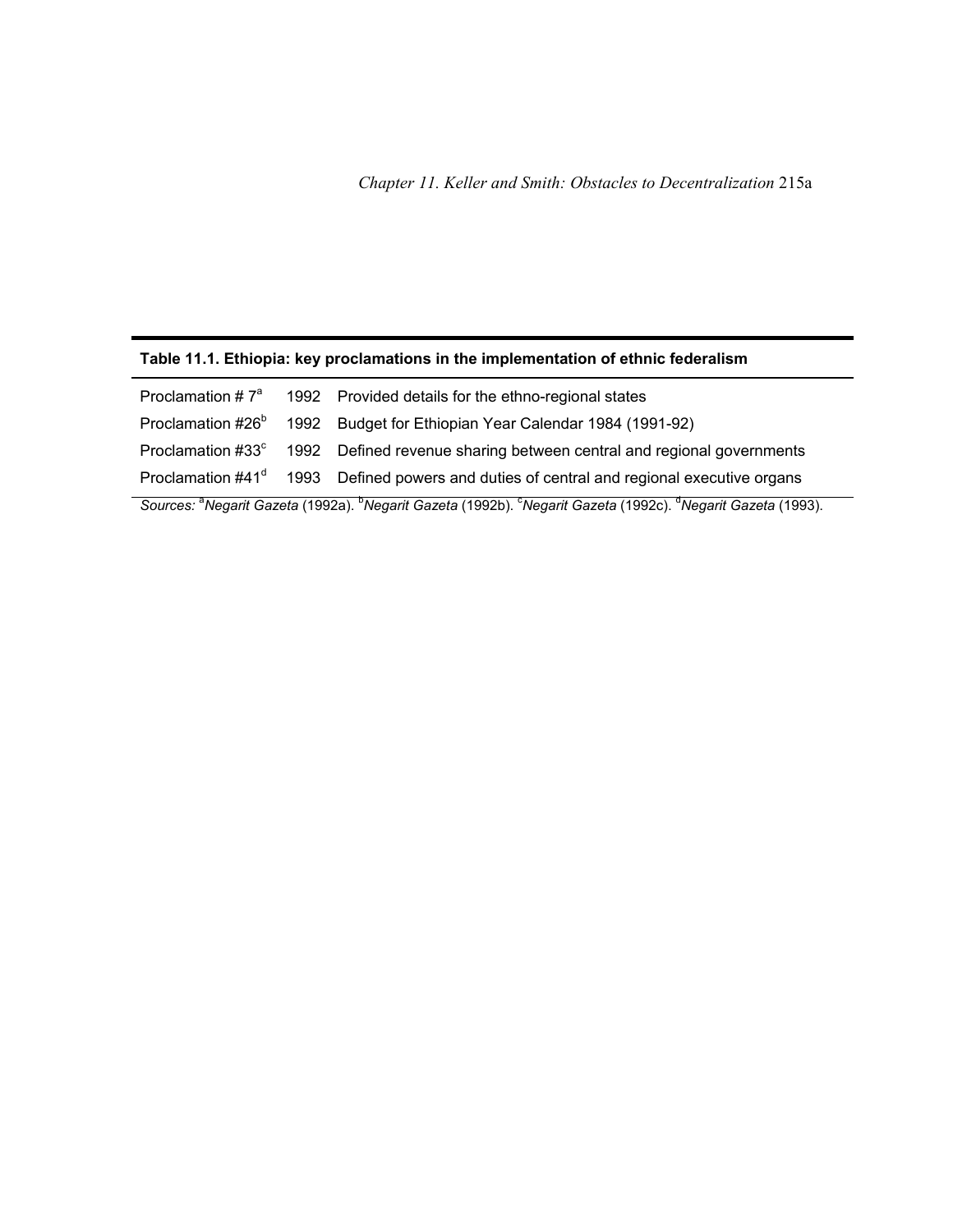**Table 11.1. Ethiopia: key proclamations in the implementation of ethnic federalism**

| | | |
|---|---|---|
| Proclamation # 7[a] | 1992 | Provided details for the ethno-regional states |
| Proclamation #26[b] | 1992 | Budget for Ethiopian Year Calendar 1984 (1991-92) |
| Proclamation #33[c] | 1992 | Defined revenue sharing between central and regional governments |
| Proclamation #41[d] | 1993 | Defined powers and duties of central and regional executive organs |

*Sources:* [a]*Negarit Gazeta* (1992a). [b]*Negarit Gazeta* (1992b). [c]*Negarit Gazeta* (1992c). [d]*Negarit Gazeta* (1993).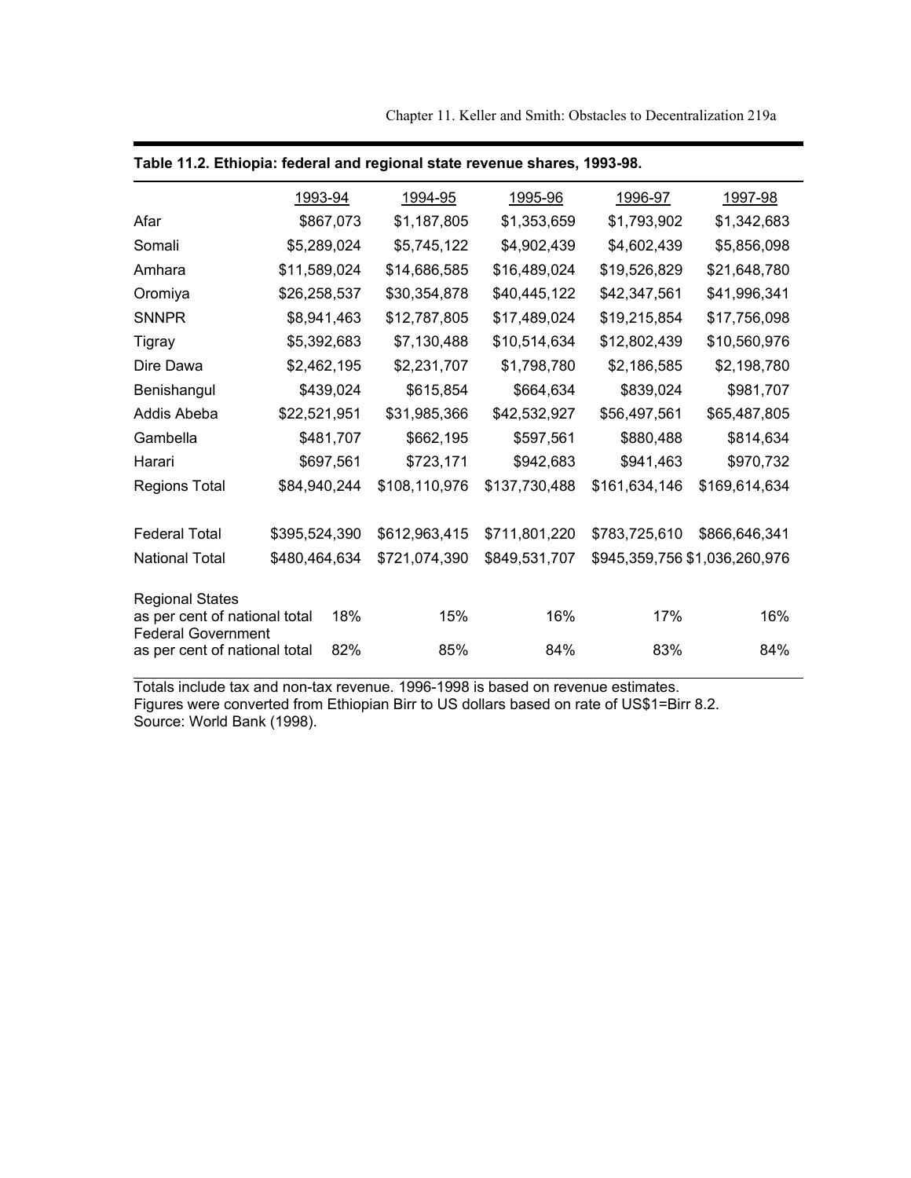**Table 11.2. Ethiopia: federal and regional state revenue shares, 1993-98.**

| | 1993-94 | 1994-95 | 1995-96 | 1996-97 | 1997-98 |
|---|---|---|---|---|---|
| Afar | $867,073 | $1,187,805 | $1,353,659 | $1,793,902 | $1,342,683 |
| Somali | $5,289,024 | $5,745,122 | $4,902,439 | $4,602,439 | $5,856,098 |
| Amhara | $11,589,024 | $14,686,585 | $16,489,024 | $19,526,829 | $21,648,780 |
| Oromiya | $26,258,537 | $30,354,878 | $40,445,122 | $42,347,561 | $41,996,341 |
| SNNPR | $8,941,463 | $12,787,805 | $17,489,024 | $19,215,854 | $17,756,098 |
| Tigray | $5,392,683 | $7,130,488 | $10,514,634 | $12,802,439 | $10,560,976 |
| Dire Dawa | $2,462,195 | $2,231,707 | $1,798,780 | $2,186,585 | $2,198,780 |
| Benishangul | $439,024 | $615,854 | $664,634 | $839,024 | $981,707 |
| Addis Abeba | $22,521,951 | $31,985,366 | $42,532,927 | $56,497,561 | $65,487,805 |
| Gambella | $481,707 | $662,195 | $597,561 | $880,488 | $814,634 |
| Harari | $697,561 | $723,171 | $942,683 | $941,463 | $970,732 |
| Regions Total | $84,940,244 | $108,110,976 | $137,730,488 | $161,634,146 | $169,614,634 |
| | | | | | |
| Federal Total | $395,524,390 | $612,963,415 | $711,801,220 | $783,725,610 | $866,646,341 |
| National Total | $480,464,634 | $721,074,390 | $849,531,707 | $945,359,756 | $1,036,260,976 |
| | | | | | |
| Regional States as per cent of national total | 18% | 15% | 16% | 17% | 16% |
| Federal Government as per cent of national total | 82% | 85% | 84% | 83% | 84% |

Totals include tax and non-tax revenue. 1996-1998 is based on revenue estimates.
Figures were converted from Ethiopian Birr to US dollars based on rate of US$1=Birr 8.2.
Source: World Bank (1998).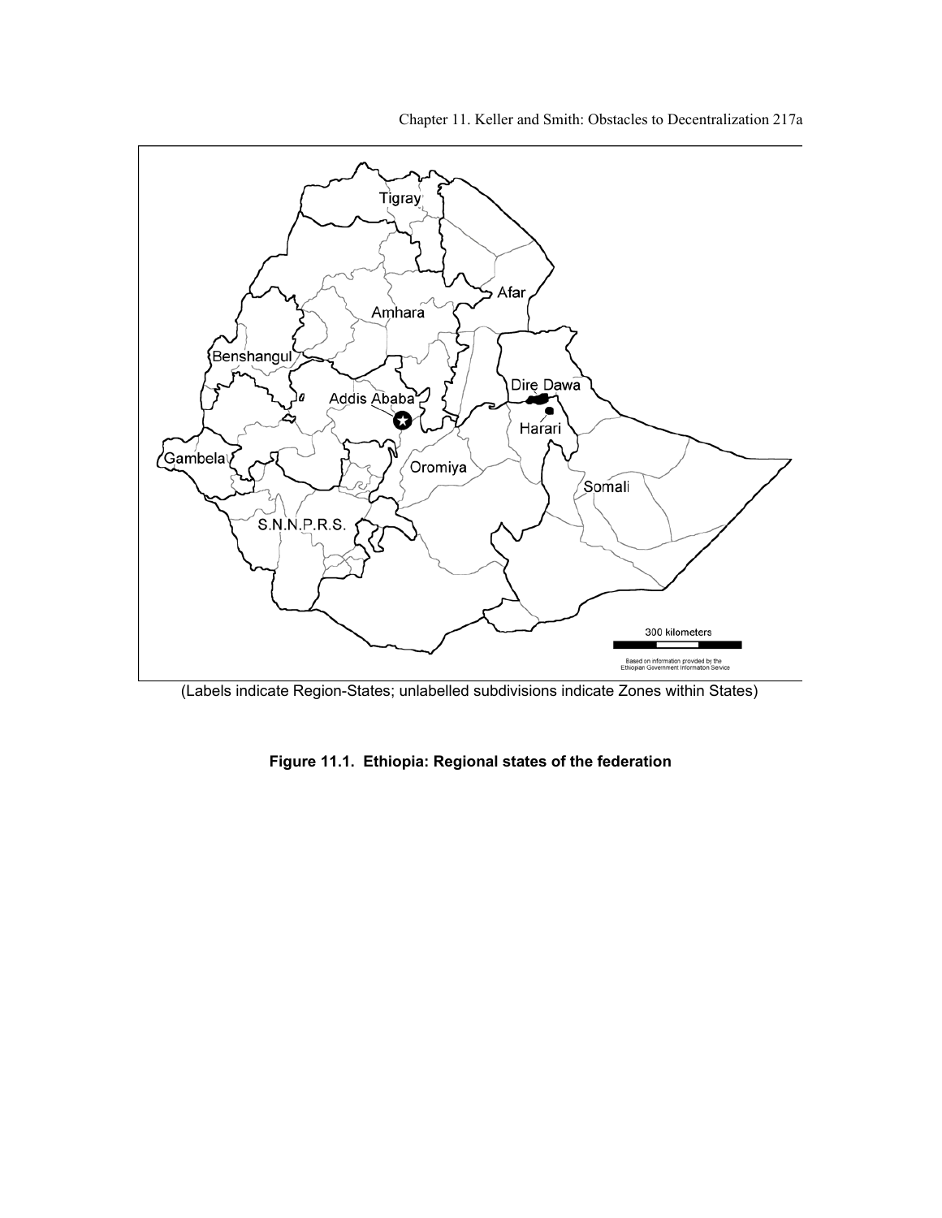(Labels indicate Region-States; unlabelled subdivisions indicate Zones within States)

**Figure 11.1. Ethiopia: Regional states of the federation**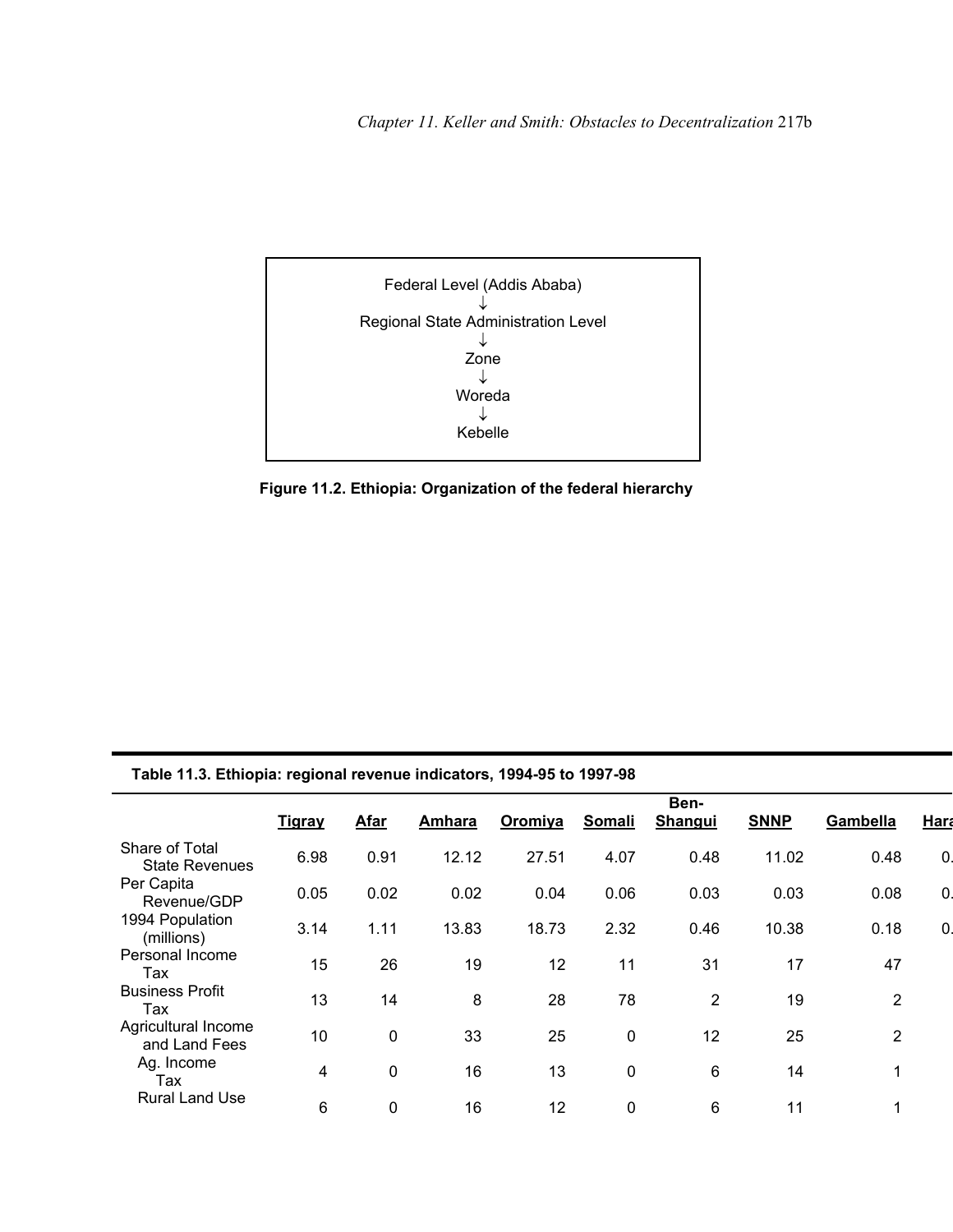Federal Level (Addis Ababa)
↓
Regional State Administration Level
↓
Zone
↓
Woreda
↓
Kebelle

**Figure 11.2. Ethiopia: Organization of the federal hierarchy**

**Table 11.3. Ethiopia: regional revenue indicators, 1994-95 to 1997-98**

| | Tigray | Afar | Amhara | Oromiya | Somali | Ben-Shangui | SNNP | Gambella | Hara |
|---|---|---|---|---|---|---|---|---|---|
| Share of Total State Revenues | 6.98 | 0.91 | 12.12 | 27.51 | 4.07 | 0.48 | 11.02 | 0.48 | 0. |
| Per Capita Revenue/GDP | 0.05 | 0.02 | 0.02 | 0.04 | 0.06 | 0.03 | 0.03 | 0.08 | 0. |
| 1994 Population (millions) | 3.14 | 1.11 | 13.83 | 18.73 | 2.32 | 0.46 | 10.38 | 0.18 | 0. |
| Personal Income Tax | 15 | 26 | 19 | 12 | 11 | 31 | 17 | 47 | |
| Business Profit Tax | 13 | 14 | 8 | 28 | 78 | 2 | 19 | 2 | |
| Agricultural Income and Land Fees | 10 | 0 | 33 | 25 | 0 | 12 | 25 | 2 | |
| Ag. Income Tax | 4 | 0 | 16 | 13 | 0 | 6 | 14 | 1 | |
| Rural Land Use | 6 | 0 | 16 | 12 | 0 | 6 | 11 | 1 | |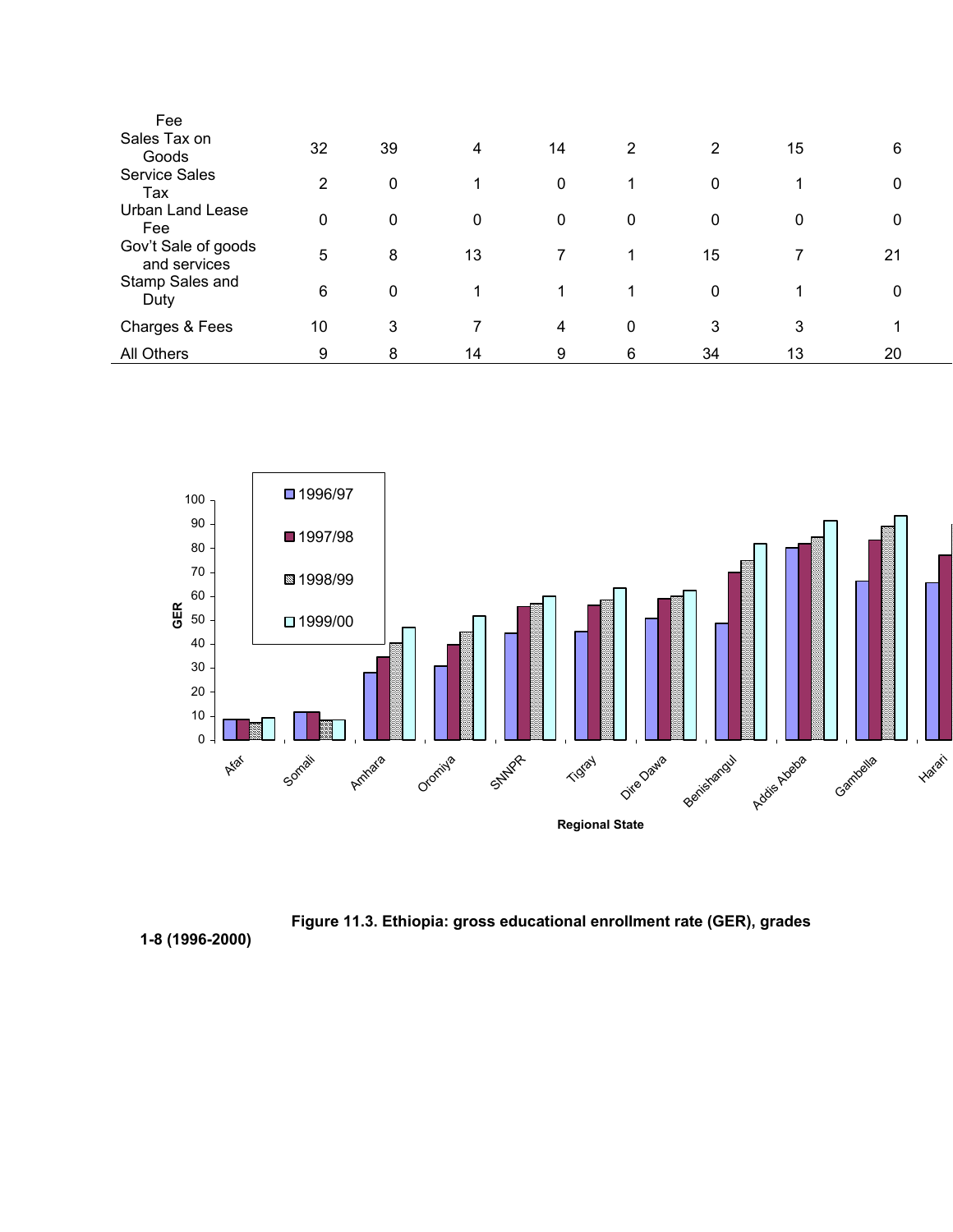| Fee | | | | | | | | |
|---|---|---|---|---|---|---|---|---|
| Sales Tax on Goods | 32 | 39 | 4 | 14 | 2 | 2 | 15 | 6 |
| Service Sales Tax | 2 | 0 | 1 | 0 | 1 | 0 | 1 | 0 |
| Urban Land Lease Fee | 0 | 0 | 0 | 0 | 0 | 0 | 0 | 0 |
| Gov't Sale of goods and services | 5 | 8 | 13 | 7 | 1 | 15 | 7 | 21 |
| Stamp Sales and Duty | 6 | 0 | 1 | 1 | 1 | 0 | 1 | 0 |
| Charges & Fees | 10 | 3 | 7 | 4 | 0 | 3 | 3 | 1 |
| All Others | 9 | 8 | 14 | 9 | 6 | 34 | 13 | 20 |

**Figure 11.3. Ethiopia: gross educational enrollment rate (GER), grades 1-8 (1996-2000)**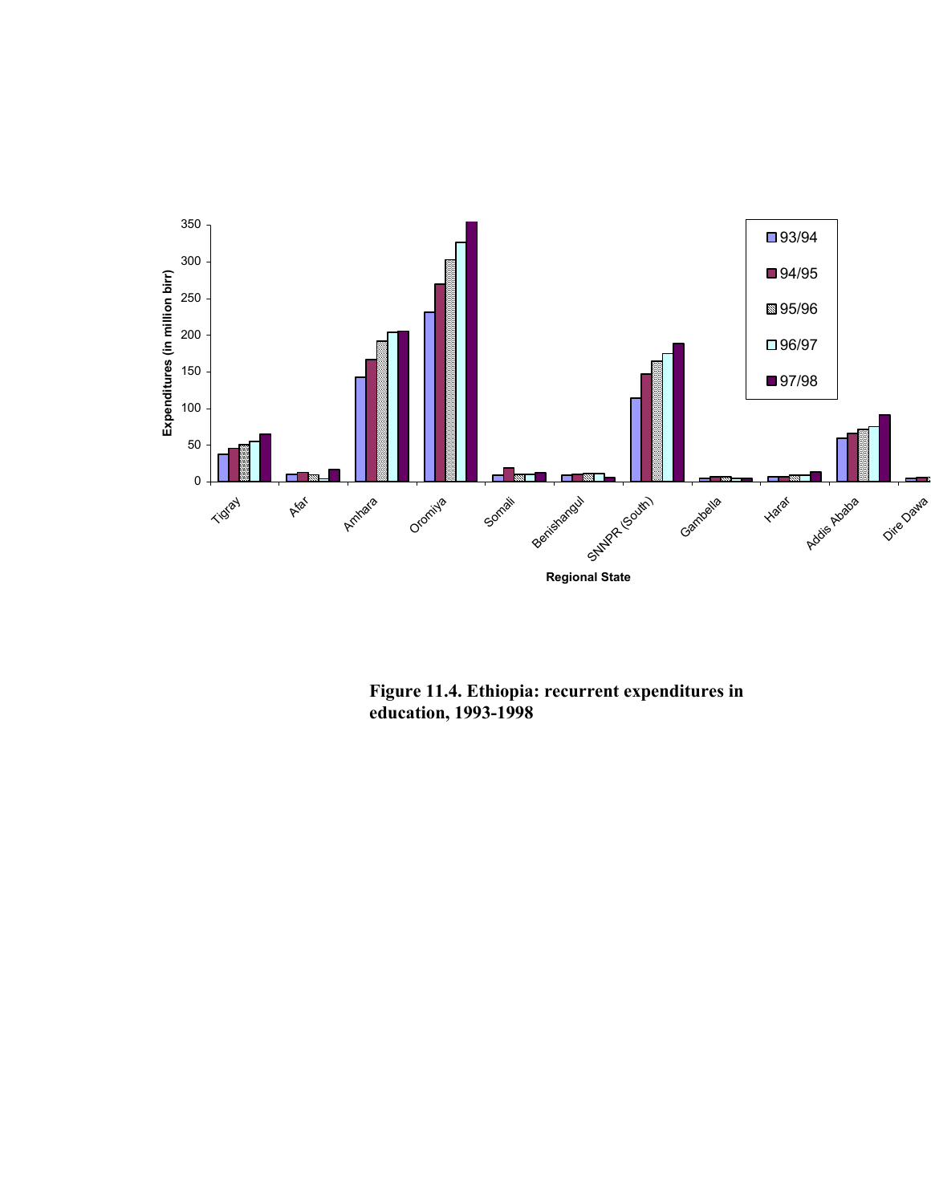350

300

250

200

150

100

50

0

Expenditures (in million birr)

93/94

94/95

95/96

96/97

97/98

Tigray

Afar

Amhara

Oromiya

Somali

Benishangul

SNNPR (South)

Gambella

Harar

Addis Ababa

Dire Dawa

Regional State

**Figure 11.4. Ethiopia: recurrent expenditures in education, 1993-1998**